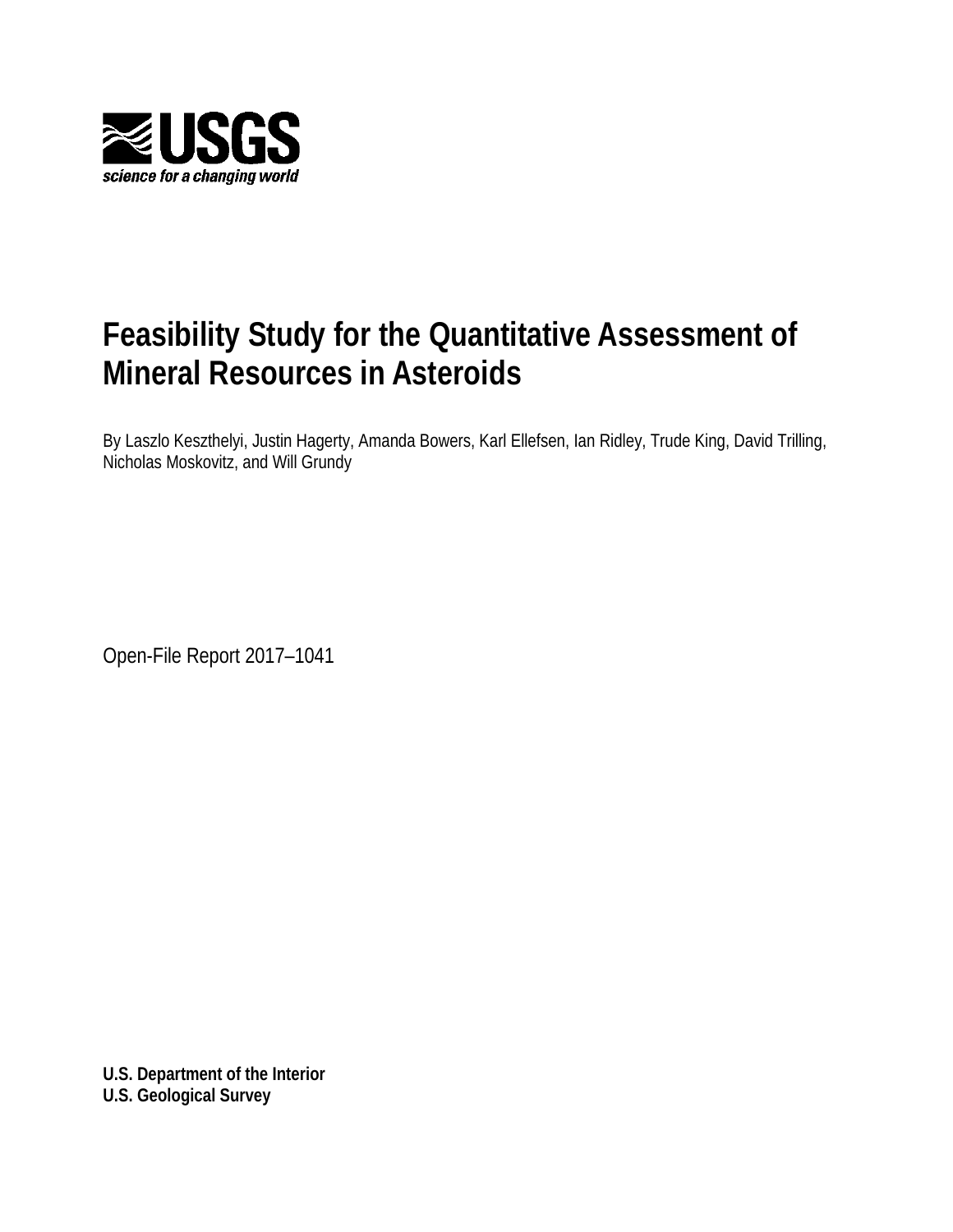**USGS**

*science for a changing world*

# Feasibility Study for the Quantitative Assessment of Mineral Resources in Asteroids

By Laszlo Keszthelyi, Justin Hagerty, Amanda Bowers, Karl Ellefsen, Ian Ridley, Trude King, David Trilling, Nicholas Moskovitz, and Will Grundy

Open-File Report 2017–1041

**U.S. Department of the Interior**
**U.S. Geological Survey**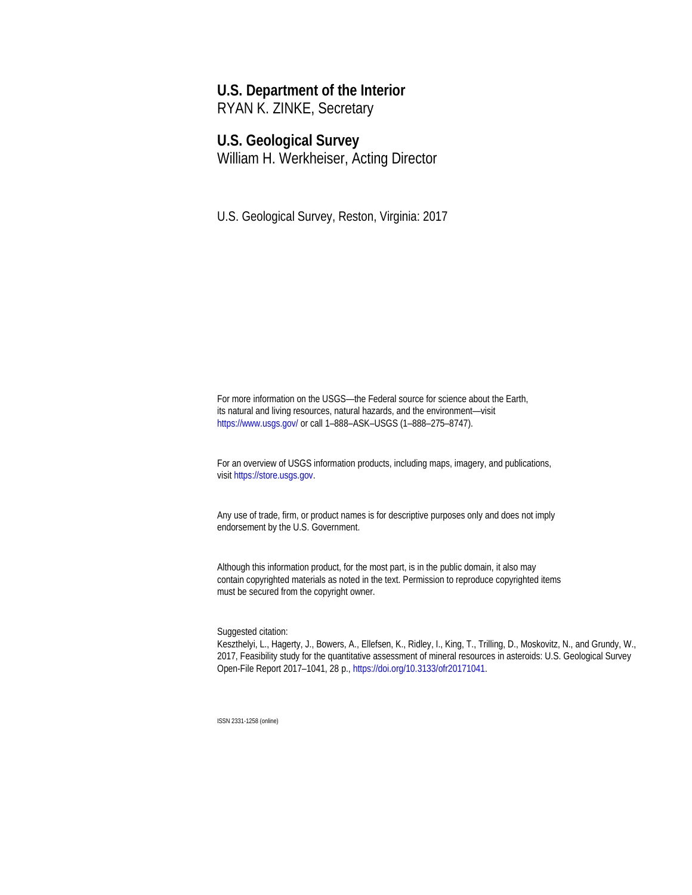**U.S. Department of the Interior**
RYAN K. ZINKE, Secretary

**U.S. Geological Survey**
William H. Werkheiser, Acting Director

U.S. Geological Survey, Reston, Virginia: 2017

For more information on the USGS—the Federal source for science about the Earth, its natural and living resources, natural hazards, and the environment—visit https://www.usgs.gov/ or call 1–888–ASK–USGS (1–888–275–8747).

For an overview of USGS information products, including maps, imagery, and publications, visit https://store.usgs.gov.

Any use of trade, firm, or product names is for descriptive purposes only and does not imply endorsement by the U.S. Government.

Although this information product, for the most part, is in the public domain, it also may contain copyrighted materials as noted in the text. Permission to reproduce copyrighted items must be secured from the copyright owner.

Suggested citation:
Keszthelyi, L., Hagerty, J., Bowers, A., Ellefsen, K., Ridley, I., King, T., Trilling, D., Moskovitz, N., and Grundy, W., 2017, Feasibility study for the quantitative assessment of mineral resources in asteroids: U.S. Geological Survey Open-File Report 2017–1041, 28 p., https://doi.org/10.3133/ofr20171041.

ISSN 2331-1258 (online)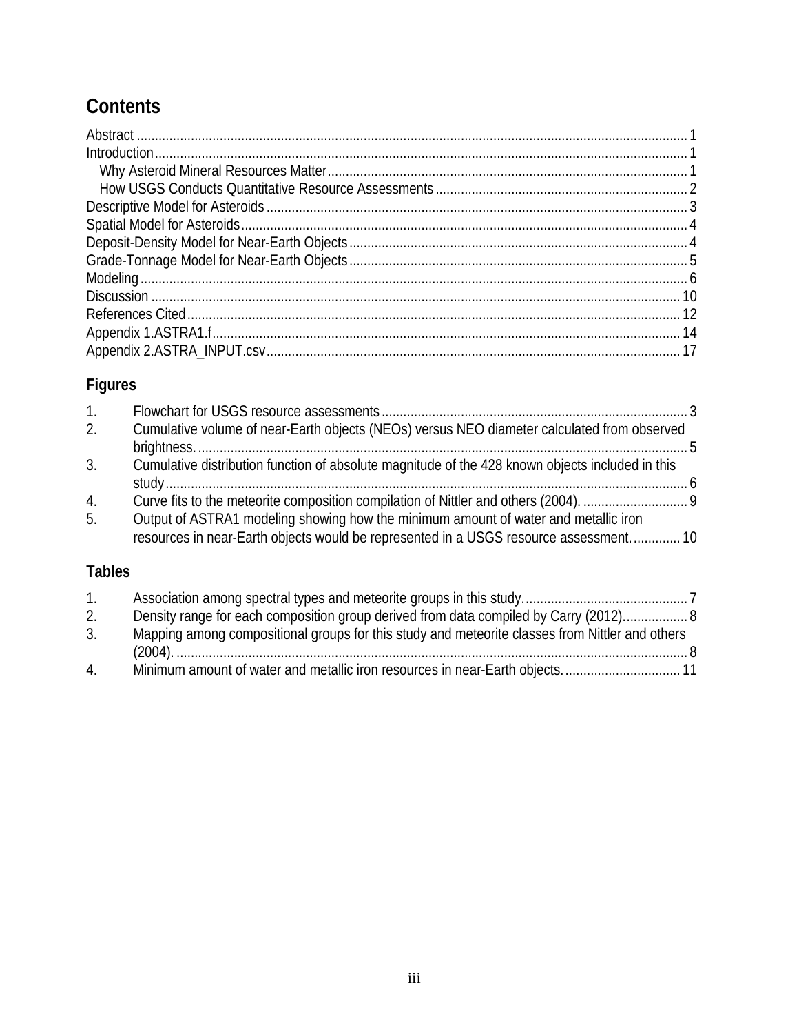# Contents

Abstract ........................................................................................................................................ 1
Introduction.................................................................................................................................. 1
  Why Asteroid Mineral Resources Matter.................................................................................. 1
  How USGS Conducts Quantitative Resource Assessments..................................................... 2
Descriptive Model for Asteroids ................................................................................................... 3
Spatial Model for Asteroids.......................................................................................................... 4
Deposit-Density Model for Near-Earth Objects............................................................................ 4
Grade-Tonnage Model for Near-Earth Objects............................................................................ 5
Modeling...................................................................................................................................... 6
Discussion ................................................................................................................................. 10
References Cited....................................................................................................................... 12
Appendix 1.ASTRA1.f................................................................................................................ 14
Appendix 2.ASTRA_INPUT.csv................................................................................................. 17

## Figures

1. Flowchart for USGS resource assessments ................................................................................... 3
2. Cumulative volume of near-Earth objects (NEOs) versus NEO diameter calculated from observed brightness. ...................................................................................................................... 5
3. Cumulative distribution function of absolute magnitude of the 428 known objects included in this study.............................................................................................................................. 6
4. Curve fits to the meteorite composition compilation of Nittler and others (2004). ........................... 9
5. Output of ASTRA1 modeling showing how the minimum amount of water and metallic iron resources in near-Earth objects would be represented in a USGS resource assessment............. 10

## Tables

1. Association among spectral types and meteorite groups in this study............................................. 7
2. Density range for each composition group derived from data compiled by Carry (2012)................. 8
3. Mapping among compositional groups for this study and meteorite classes from Nittler and others (2004). ........................................................................................................................... 8
4. Minimum amount of water and metallic iron resources in near-Earth objects................................ 11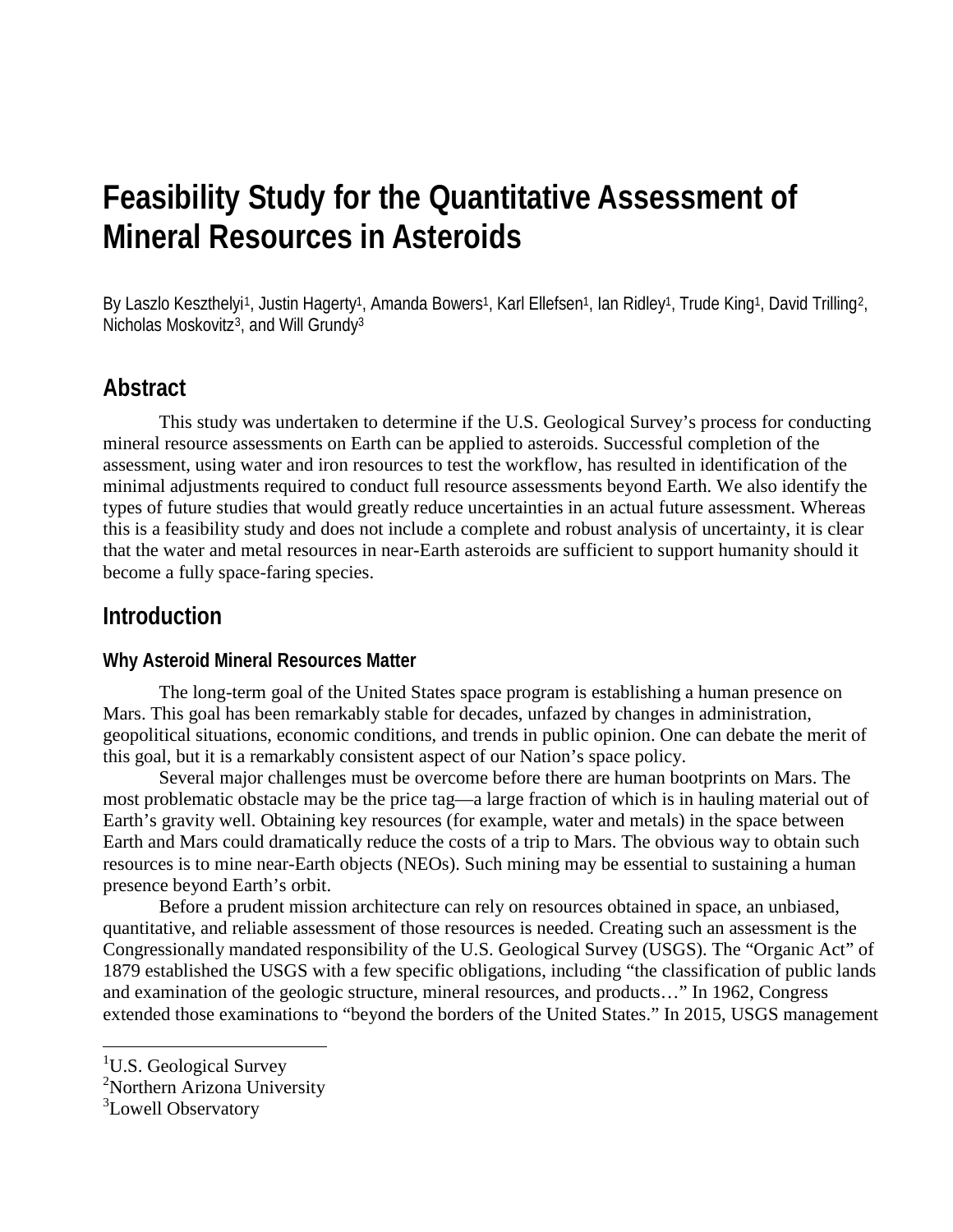# Feasibility Study for the Quantitative Assessment of Mineral Resources in Asteroids

By Laszlo Keszthelyi[1], Justin Hagerty[1], Amanda Bowers[1], Karl Ellefsen[1], Ian Ridley[1], Trude King[1], David Trilling[2], Nicholas Moskovitz[3], and Will Grundy[3]

## Abstract

This study was undertaken to determine if the U.S. Geological Survey's process for conducting mineral resource assessments on Earth can be applied to asteroids. Successful completion of the assessment, using water and iron resources to test the workflow, has resulted in identification of the minimal adjustments required to conduct full resource assessments beyond Earth. We also identify the types of future studies that would greatly reduce uncertainties in an actual future assessment. Whereas this is a feasibility study and does not include a complete and robust analysis of uncertainty, it is clear that the water and metal resources in near-Earth asteroids are sufficient to support humanity should it become a fully space-faring species.

## Introduction

### Why Asteroid Mineral Resources Matter

The long-term goal of the United States space program is establishing a human presence on Mars. This goal has been remarkably stable for decades, unfazed by changes in administration, geopolitical situations, economic conditions, and trends in public opinion. One can debate the merit of this goal, but it is a remarkably consistent aspect of our Nation's space policy.

Several major challenges must be overcome before there are human bootprints on Mars. The most problematic obstacle may be the price tag—a large fraction of which is in hauling material out of Earth's gravity well. Obtaining key resources (for example, water and metals) in the space between Earth and Mars could dramatically reduce the costs of a trip to Mars. The obvious way to obtain such resources is to mine near-Earth objects (NEOs). Such mining may be essential to sustaining a human presence beyond Earth's orbit.

Before a prudent mission architecture can rely on resources obtained in space, an unbiased, quantitative, and reliable assessment of those resources is needed. Creating such an assessment is the Congressionally mandated responsibility of the U.S. Geological Survey (USGS). The "Organic Act" of 1879 established the USGS with a few specific obligations, including "the classification of public lands and examination of the geologic structure, mineral resources, and products…" In 1962, Congress extended those examinations to "beyond the borders of the United States." In 2015, USGS management

[1]U.S. Geological Survey
[2]Northern Arizona University
[3]Lowell Observatory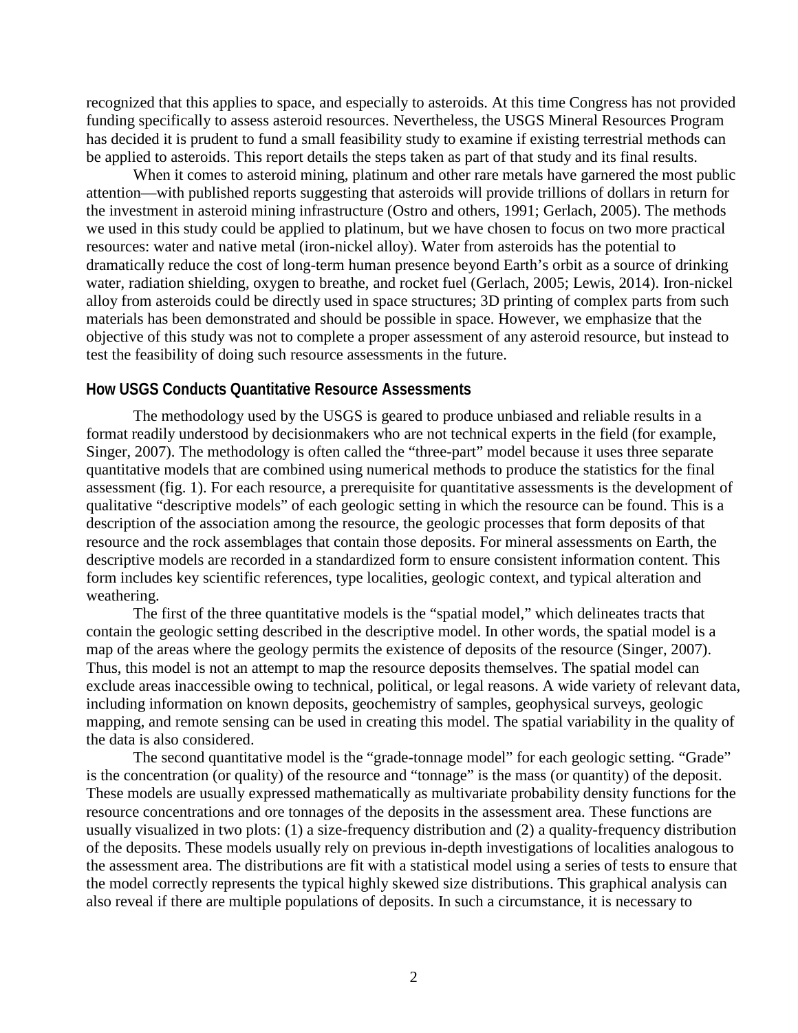recognized that this applies to space, and especially to asteroids. At this time Congress has not provided funding specifically to assess asteroid resources. Nevertheless, the USGS Mineral Resources Program has decided it is prudent to fund a small feasibility study to examine if existing terrestrial methods can be applied to asteroids. This report details the steps taken as part of that study and its final results.

When it comes to asteroid mining, platinum and other rare metals have garnered the most public attention—with published reports suggesting that asteroids will provide trillions of dollars in return for the investment in asteroid mining infrastructure (Ostro and others, 1991; Gerlach, 2005). The methods we used in this study could be applied to platinum, but we have chosen to focus on two more practical resources: water and native metal (iron-nickel alloy). Water from asteroids has the potential to dramatically reduce the cost of long-term human presence beyond Earth's orbit as a source of drinking water, radiation shielding, oxygen to breathe, and rocket fuel (Gerlach, 2005; Lewis, 2014). Iron-nickel alloy from asteroids could be directly used in space structures; 3D printing of complex parts from such materials has been demonstrated and should be possible in space. However, we emphasize that the objective of this study was not to complete a proper assessment of any asteroid resource, but instead to test the feasibility of doing such resource assessments in the future.

## How USGS Conducts Quantitative Resource Assessments

The methodology used by the USGS is geared to produce unbiased and reliable results in a format readily understood by decisionmakers who are not technical experts in the field (for example, Singer, 2007). The methodology is often called the "three-part" model because it uses three separate quantitative models that are combined using numerical methods to produce the statistics for the final assessment (fig. 1). For each resource, a prerequisite for quantitative assessments is the development of qualitative "descriptive models" of each geologic setting in which the resource can be found. This is a description of the association among the resource, the geologic processes that form deposits of that resource and the rock assemblages that contain those deposits. For mineral assessments on Earth, the descriptive models are recorded in a standardized form to ensure consistent information content. This form includes key scientific references, type localities, geologic context, and typical alteration and weathering.

The first of the three quantitative models is the "spatial model," which delineates tracts that contain the geologic setting described in the descriptive model. In other words, the spatial model is a map of the areas where the geology permits the existence of deposits of the resource (Singer, 2007). Thus, this model is not an attempt to map the resource deposits themselves. The spatial model can exclude areas inaccessible owing to technical, political, or legal reasons. A wide variety of relevant data, including information on known deposits, geochemistry of samples, geophysical surveys, geologic mapping, and remote sensing can be used in creating this model. The spatial variability in the quality of the data is also considered.

The second quantitative model is the "grade-tonnage model" for each geologic setting. "Grade" is the concentration (or quality) of the resource and "tonnage" is the mass (or quantity) of the deposit. These models are usually expressed mathematically as multivariate probability density functions for the resource concentrations and ore tonnages of the deposits in the assessment area. These functions are usually visualized in two plots: (1) a size-frequency distribution and (2) a quality-frequency distribution of the deposits. These models usually rely on previous in-depth investigations of localities analogous to the assessment area. The distributions are fit with a statistical model using a series of tests to ensure that the model correctly represents the typical highly skewed size distributions. This graphical analysis can also reveal if there are multiple populations of deposits. In such a circumstance, it is necessary to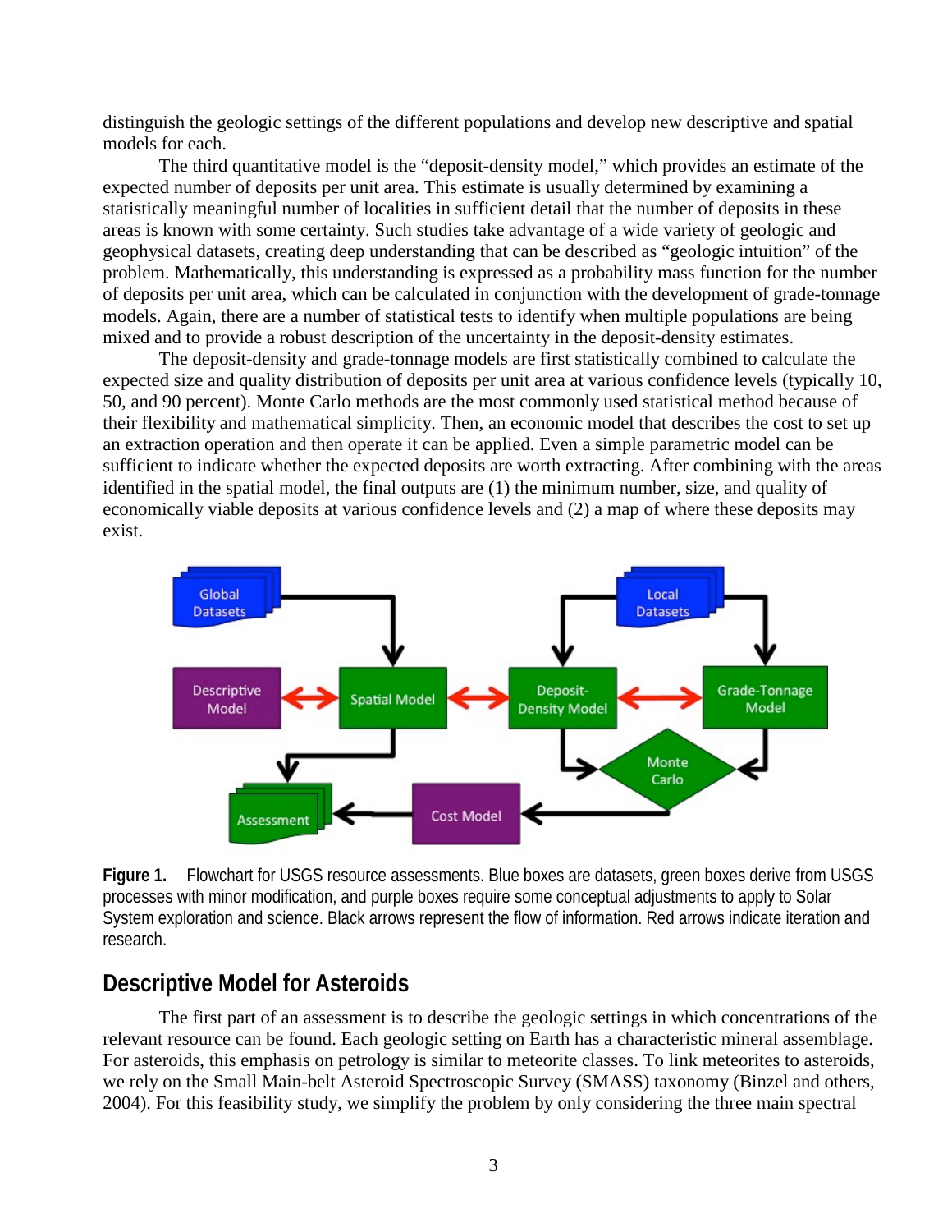distinguish the geologic settings of the different populations and develop new descriptive and spatial models for each.

The third quantitative model is the “deposit-density model,” which provides an estimate of the expected number of deposits per unit area. This estimate is usually determined by examining a statistically meaningful number of localities in sufficient detail that the number of deposits in these areas is known with some certainty. Such studies take advantage of a wide variety of geologic and geophysical datasets, creating deep understanding that can be described as “geologic intuition” of the problem. Mathematically, this understanding is expressed as a probability mass function for the number of deposits per unit area, which can be calculated in conjunction with the development of grade-tonnage models. Again, there are a number of statistical tests to identify when multiple populations are being mixed and to provide a robust description of the uncertainty in the deposit-density estimates.

The deposit-density and grade-tonnage models are first statistically combined to calculate the expected size and quality distribution of deposits per unit area at various confidence levels (typically 10, 50, and 90 percent). Monte Carlo methods are the most commonly used statistical method because of their flexibility and mathematical simplicity. Then, an economic model that describes the cost to set up an extraction operation and then operate it can be applied. Even a simple parametric model can be sufficient to indicate whether the expected deposits are worth extracting. After combining with the areas identified in the spatial model, the final outputs are (1) the minimum number, size, and quality of economically viable deposits at various confidence levels and (2) a map of where these deposits may exist.

**Figure 1.** Flowchart for USGS resource assessments. Blue boxes are datasets, green boxes derive from USGS processes with minor modification, and purple boxes require some conceptual adjustments to apply to Solar System exploration and science. Black arrows represent the flow of information. Red arrows indicate iteration and research.

## Descriptive Model for Asteroids

The first part of an assessment is to describe the geologic settings in which concentrations of the relevant resource can be found. Each geologic setting on Earth has a characteristic mineral assemblage. For asteroids, this emphasis on petrology is similar to meteorite classes. To link meteorites to asteroids, we rely on the Small Main-belt Asteroid Spectroscopic Survey (SMASS) taxonomy (Binzel and others, 2004). For this feasibility study, we simplify the problem by only considering the three main spectral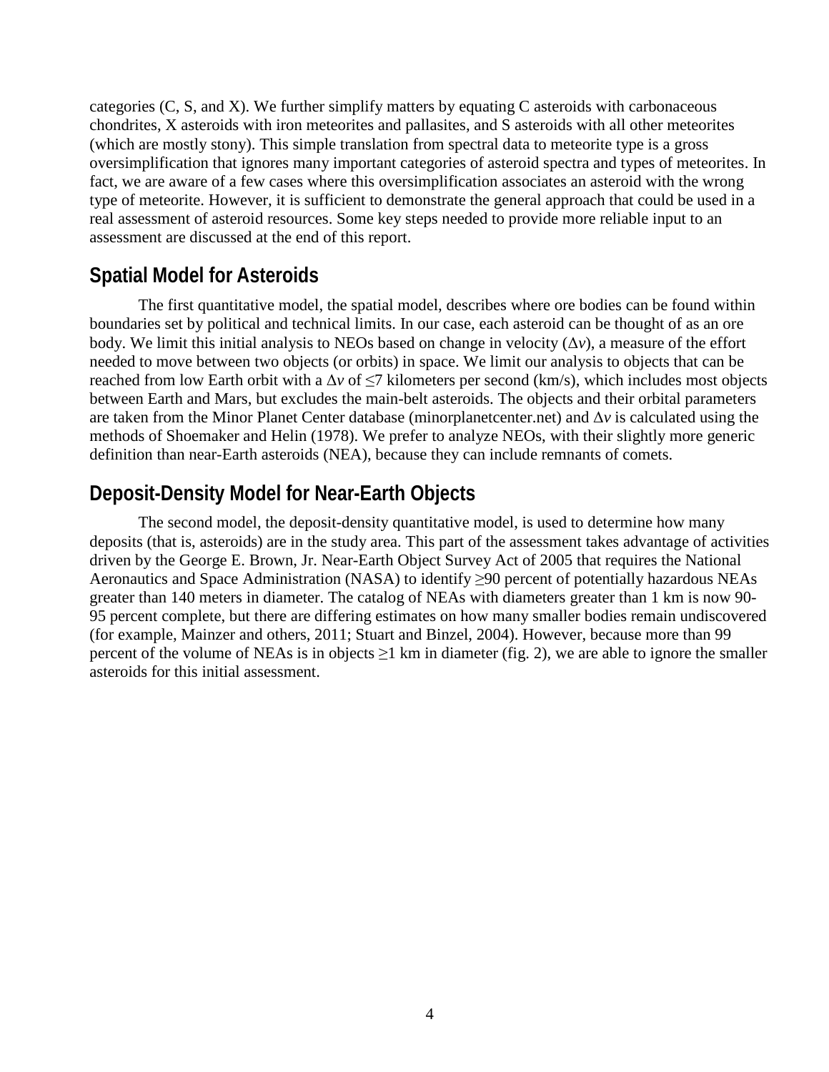categories (C, S, and X). We further simplify matters by equating C asteroids with carbonaceous chondrites, X asteroids with iron meteorites and pallasites, and S asteroids with all other meteorites (which are mostly stony). This simple translation from spectral data to meteorite type is a gross oversimplification that ignores many important categories of asteroid spectra and types of meteorites. In fact, we are aware of a few cases where this oversimplification associates an asteroid with the wrong type of meteorite. However, it is sufficient to demonstrate the general approach that could be used in a real assessment of asteroid resources. Some key steps needed to provide more reliable input to an assessment are discussed at the end of this report.

## Spatial Model for Asteroids

The first quantitative model, the spatial model, describes where ore bodies can be found within boundaries set by political and technical limits. In our case, each asteroid can be thought of as an ore body. We limit this initial analysis to NEOs based on change in velocity ($\Delta v$), a measure of the effort needed to move between two objects (or orbits) in space. We limit our analysis to objects that can be reached from low Earth orbit with a $\Delta v$ of $\leq 7$ kilometers per second (km/s), which includes most objects between Earth and Mars, but excludes the main-belt asteroids. The objects and their orbital parameters are taken from the Minor Planet Center database (minorplanetcenter.net) and $\Delta v$ is calculated using the methods of Shoemaker and Helin (1978). We prefer to analyze NEOs, with their slightly more generic definition than near-Earth asteroids (NEA), because they can include remnants of comets.

## Deposit-Density Model for Near-Earth Objects

The second model, the deposit-density quantitative model, is used to determine how many deposits (that is, asteroids) are in the study area. This part of the assessment takes advantage of activities driven by the George E. Brown, Jr. Near-Earth Object Survey Act of 2005 that requires the National Aeronautics and Space Administration (NASA) to identify $\geq 90$ percent of potentially hazardous NEAs greater than 140 meters in diameter. The catalog of NEAs with diameters greater than 1 km is now 90-95 percent complete, but there are differing estimates on how many smaller bodies remain undiscovered (for example, Mainzer and others, 2011; Stuart and Binzel, 2004). However, because more than 99 percent of the volume of NEAs is in objects $\geq 1$ km in diameter (fig. 2), we are able to ignore the smaller asteroids for this initial assessment.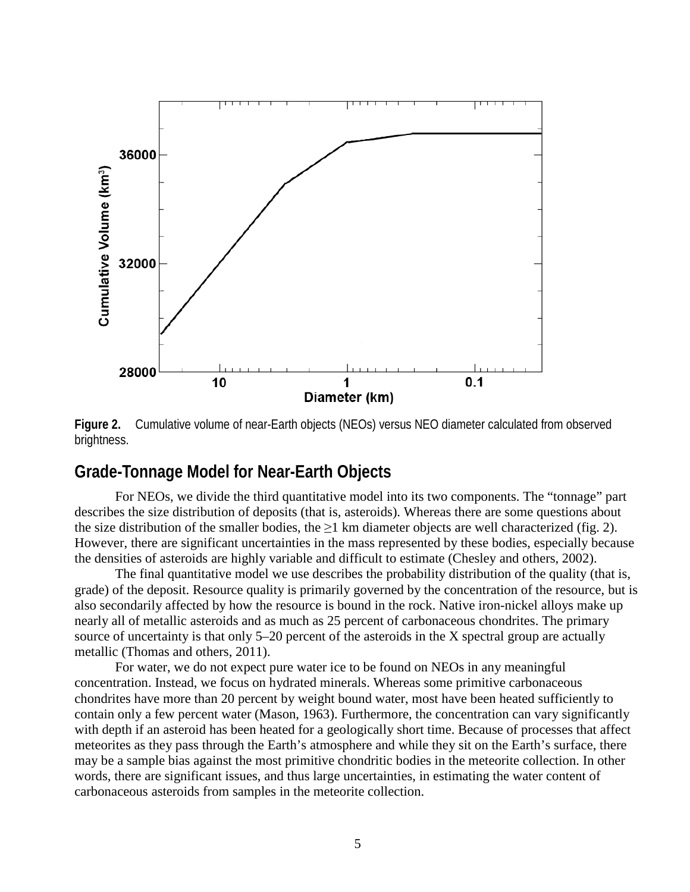Figure 2. Cumulative volume of near-Earth objects (NEOs) versus NEO diameter calculated from observed brightness.

## Grade-Tonnage Model for Near-Earth Objects

For NEOs, we divide the third quantitative model into its two components. The “tonnage” part describes the size distribution of deposits (that is, asteroids). Whereas there are some questions about the size distribution of the smaller bodies, the ≥1 km diameter objects are well characterized (fig. 2). However, there are significant uncertainties in the mass represented by these bodies, especially because the densities of asteroids are highly variable and difficult to estimate (Chesley and others, 2002).

The final quantitative model we use describes the probability distribution of the quality (that is, grade) of the deposit. Resource quality is primarily governed by the concentration of the resource, but is also secondarily affected by how the resource is bound in the rock. Native iron-nickel alloys make up nearly all of metallic asteroids and as much as 25 percent of carbonaceous chondrites. The primary source of uncertainty is that only 5–20 percent of the asteroids in the X spectral group are actually metallic (Thomas and others, 2011).

For water, we do not expect pure water ice to be found on NEOs in any meaningful concentration. Instead, we focus on hydrated minerals. Whereas some primitive carbonaceous chondrites have more than 20 percent by weight bound water, most have been heated sufficiently to contain only a few percent water (Mason, 1963). Furthermore, the concentration can vary significantly with depth if an asteroid has been heated for a geologically short time. Because of processes that affect meteorites as they pass through the Earth’s atmosphere and while they sit on the Earth’s surface, there may be a sample bias against the most primitive chondritic bodies in the meteorite collection. In other words, there are significant issues, and thus large uncertainties, in estimating the water content of carbonaceous asteroids from samples in the meteorite collection.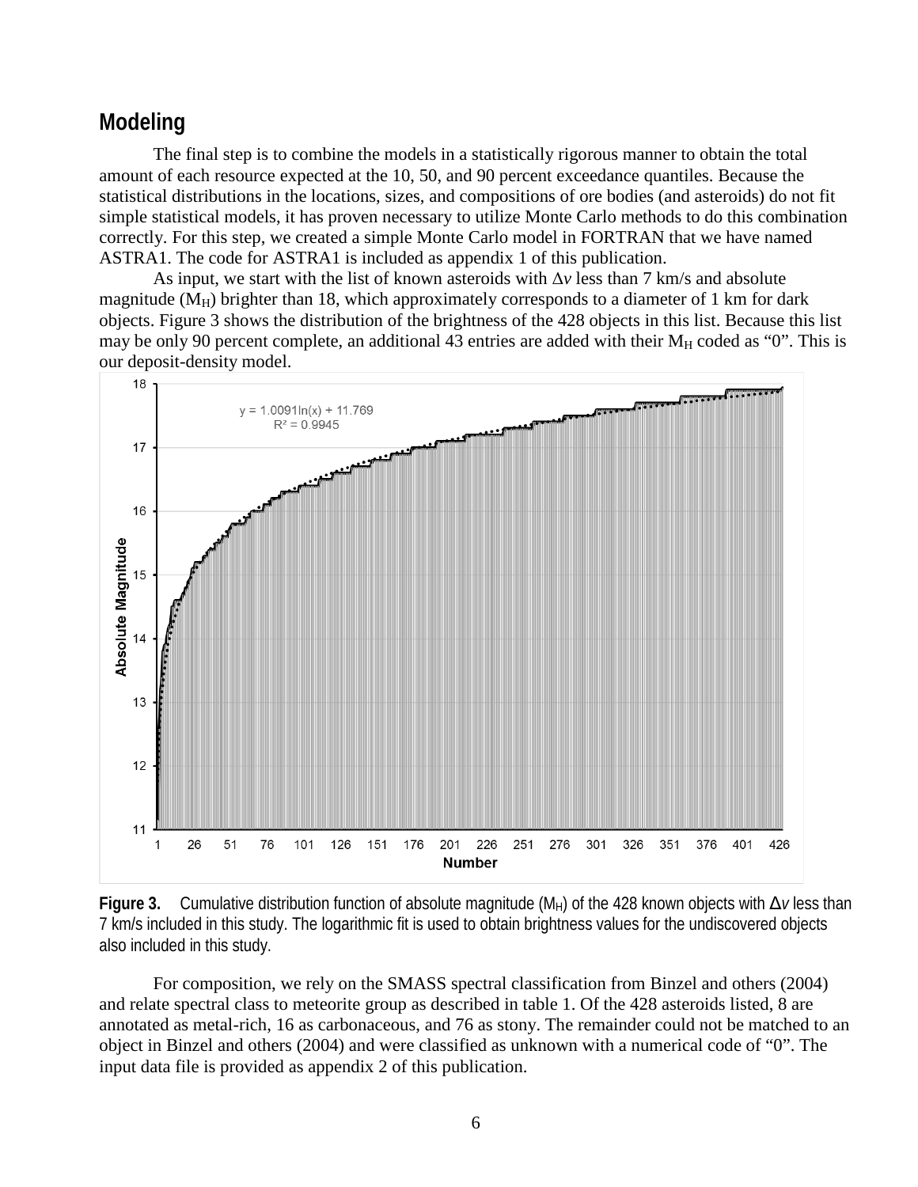## Modeling

The final step is to combine the models in a statistically rigorous manner to obtain the total amount of each resource expected at the 10, 50, and 90 percent exceedance quantiles. Because the statistical distributions in the locations, sizes, and compositions of ore bodies (and asteroids) do not fit simple statistical models, it has proven necessary to utilize Monte Carlo methods to do this combination correctly. For this step, we created a simple Monte Carlo model in FORTRAN that we have named ASTRA1. The code for ASTRA1 is included as appendix 1 of this publication.

As input, we start with the list of known asteroids with $\Delta v$ less than 7 km/s and absolute magnitude ($M_H$) brighter than 18, which approximately corresponds to a diameter of 1 km for dark objects. Figure 3 shows the distribution of the brightness of the 428 objects in this list. Because this list may be only 90 percent complete, an additional 43 entries are added with their $M_H$ coded as "0". This is our deposit-density model.

**Figure 3.** Cumulative distribution function of absolute magnitude ($M_H$) of the 428 known objects with $\Delta v$ less than 7 km/s included in this study. The logarithmic fit is used to obtain brightness values for the undiscovered objects also included in this study.

For composition, we rely on the SMASS spectral classification from Binzel and others (2004) and relate spectral class to meteorite group as described in table 1. Of the 428 asteroids listed, 8 are annotated as metal-rich, 16 as carbonaceous, and 76 as stony. The remainder could not be matched to an object in Binzel and others (2004) and were classified as unknown with a numerical code of "0". The input data file is provided as appendix 2 of this publication.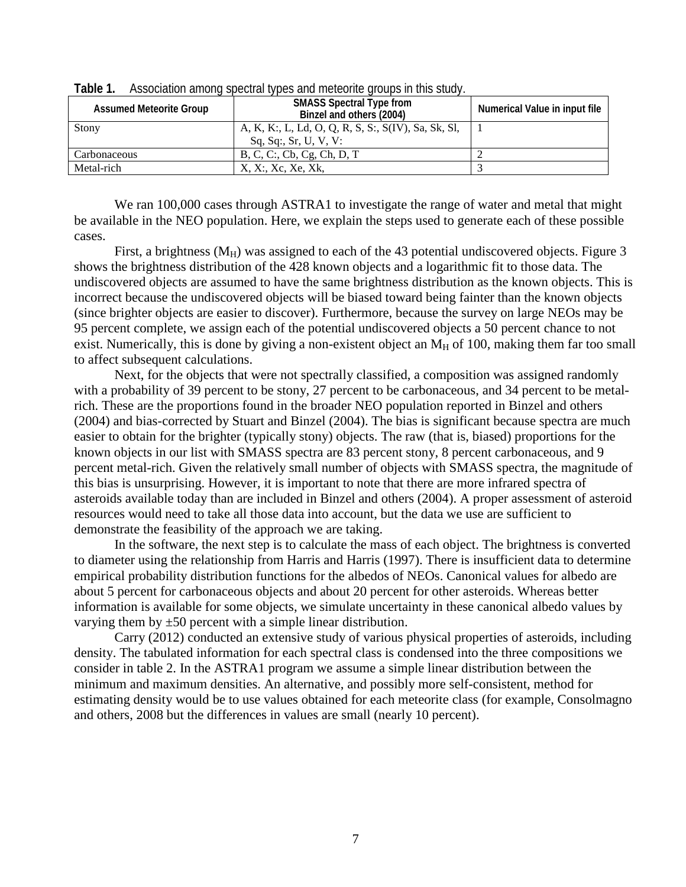**Table 1.** Association among spectral types and meteorite groups in this study.

| Assumed Meteorite Group | SMASS Spectral Type from Binzel and others (2004) | Numerical Value in input file |
|---|---|---|
| Stony | A, K, K:, L, Ld, O, Q, R, S, S:, S(IV), Sa, Sk, Sl, Sq, Sq:, Sr, U, V, V: | 1 |
| Carbonaceous | B, C, C:, Cb, Cg, Ch, D, T | 2 |
| Metal-rich | X, X:, Xc, Xe, Xk, | 3 |

We ran 100,000 cases through ASTRA1 to investigate the range of water and metal that might be available in the NEO population. Here, we explain the steps used to generate each of these possible cases.

First, a brightness ($M_H$) was assigned to each of the 43 potential undiscovered objects. Figure 3 shows the brightness distribution of the 428 known objects and a logarithmic fit to those data. The undiscovered objects are assumed to have the same brightness distribution as the known objects. This is incorrect because the undiscovered objects will be biased toward being fainter than the known objects (since brighter objects are easier to discover). Furthermore, because the survey on large NEOs may be 95 percent complete, we assign each of the potential undiscovered objects a 50 percent chance to not exist. Numerically, this is done by giving a non-existent object an $M_H$ of 100, making them far too small to affect subsequent calculations.

Next, for the objects that were not spectrally classified, a composition was assigned randomly with a probability of 39 percent to be stony, 27 percent to be carbonaceous, and 34 percent to be metal-rich. These are the proportions found in the broader NEO population reported in Binzel and others (2004) and bias-corrected by Stuart and Binzel (2004). The bias is significant because spectra are much easier to obtain for the brighter (typically stony) objects. The raw (that is, biased) proportions for the known objects in our list with SMASS spectra are 83 percent stony, 8 percent carbonaceous, and 9 percent metal-rich. Given the relatively small number of objects with SMASS spectra, the magnitude of this bias is unsurprising. However, it is important to note that there are more infrared spectra of asteroids available today than are included in Binzel and others (2004). A proper assessment of asteroid resources would need to take all those data into account, but the data we use are sufficient to demonstrate the feasibility of the approach we are taking.

In the software, the next step is to calculate the mass of each object. The brightness is converted to diameter using the relationship from Harris and Harris (1997). There is insufficient data to determine empirical probability distribution functions for the albedos of NEOs. Canonical values for albedo are about 5 percent for carbonaceous objects and about 20 percent for other asteroids. Whereas better information is available for some objects, we simulate uncertainty in these canonical albedo values by varying them by ±50 percent with a simple linear distribution.

Carry (2012) conducted an extensive study of various physical properties of asteroids, including density. The tabulated information for each spectral class is condensed into the three compositions we consider in table 2. In the ASTRA1 program we assume a simple linear distribution between the minimum and maximum densities. An alternative, and possibly more self-consistent, method for estimating density would be to use values obtained for each meteorite class (for example, Consolmagno and others, 2008 but the differences in values are small (nearly 10 percent).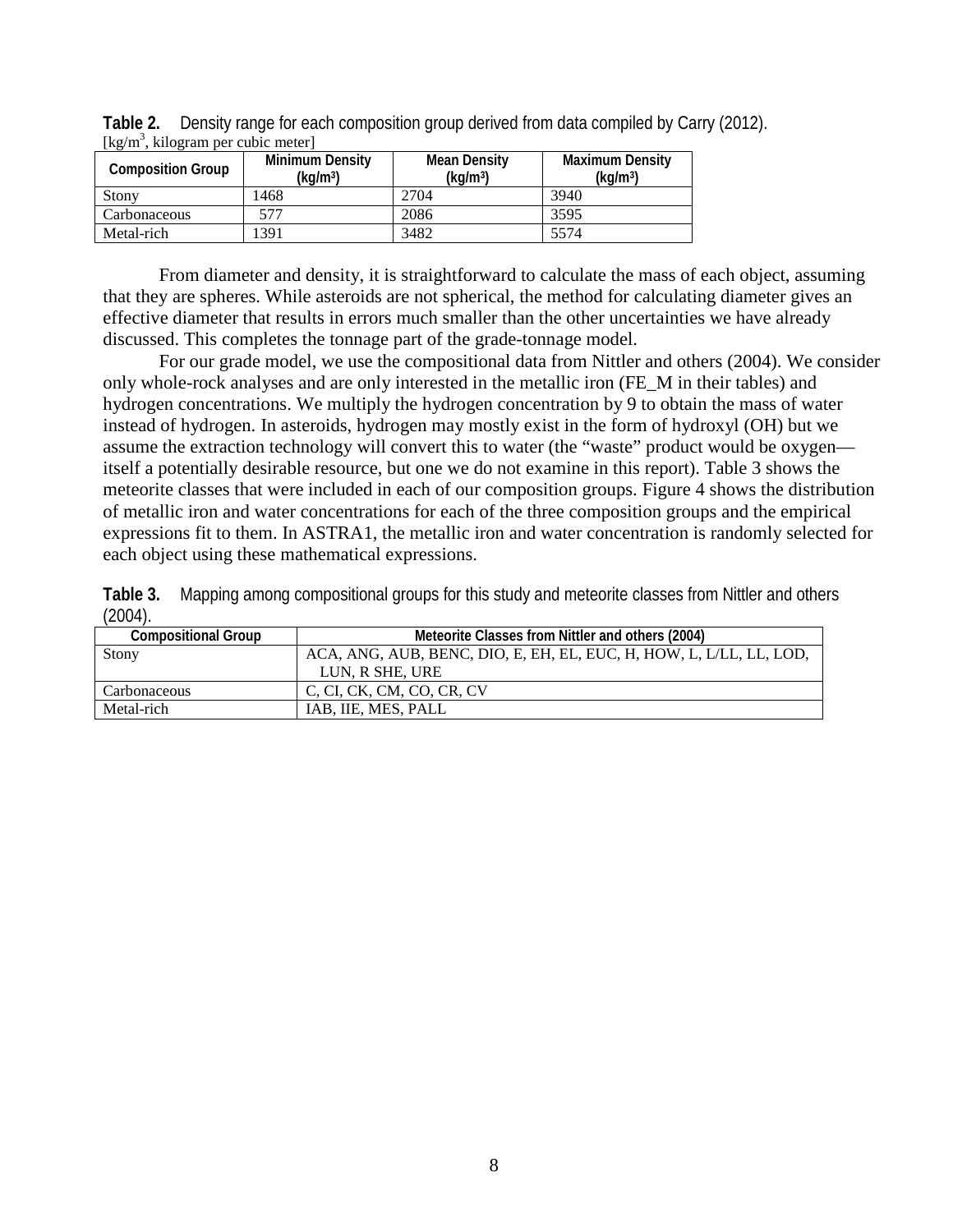**Table 2.** Density range for each composition group derived from data compiled by Carry (2012).
[$kg/m^3$, kilogram per cubic meter]

| Composition Group | Minimum Density ($kg/m^3$) | Mean Density ($kg/m^3$) | Maximum Density ($kg/m^3$) |
|---|---|---|---|
| Stony | 1468 | 2704 | 3940 |
| Carbonaceous | 577 | 2086 | 3595 |
| Metal-rich | 1391 | 3482 | 5574 |

From diameter and density, it is straightforward to calculate the mass of each object, assuming that they are spheres. While asteroids are not spherical, the method for calculating diameter gives an effective diameter that results in errors much smaller than the other uncertainties we have already discussed. This completes the tonnage part of the grade-tonnage model.

For our grade model, we use the compositional data from Nittler and others (2004). We consider only whole-rock analyses and are only interested in the metallic iron (FE_M in their tables) and hydrogen concentrations. We multiply the hydrogen concentration by 9 to obtain the mass of water instead of hydrogen. In asteroids, hydrogen may mostly exist in the form of hydroxyl (OH) but we assume the extraction technology will convert this to water (the "waste" product would be oxygen—itself a potentially desirable resource, but one we do not examine in this report). Table 3 shows the meteorite classes that were included in each of our composition groups. Figure 4 shows the distribution of metallic iron and water concentrations for each of the three composition groups and the empirical expressions fit to them. In ASTRA1, the metallic iron and water concentration is randomly selected for each object using these mathematical expressions.

**Table 3.** Mapping among compositional groups for this study and meteorite classes from Nittler and others (2004).

| Compositional Group | Meteorite Classes from Nittler and others (2004) |
|---|---|
| Stony | ACA, ANG, AUB, BENC, DIO, E, EH, EL, EUC, H, HOW, L, L/LL, LL, LOD, LUN, R SHE, URE |
| Carbonaceous | C, CI, CK, CM, CO, CR, CV |
| Metal-rich | IAB, IIE, MES, PALL |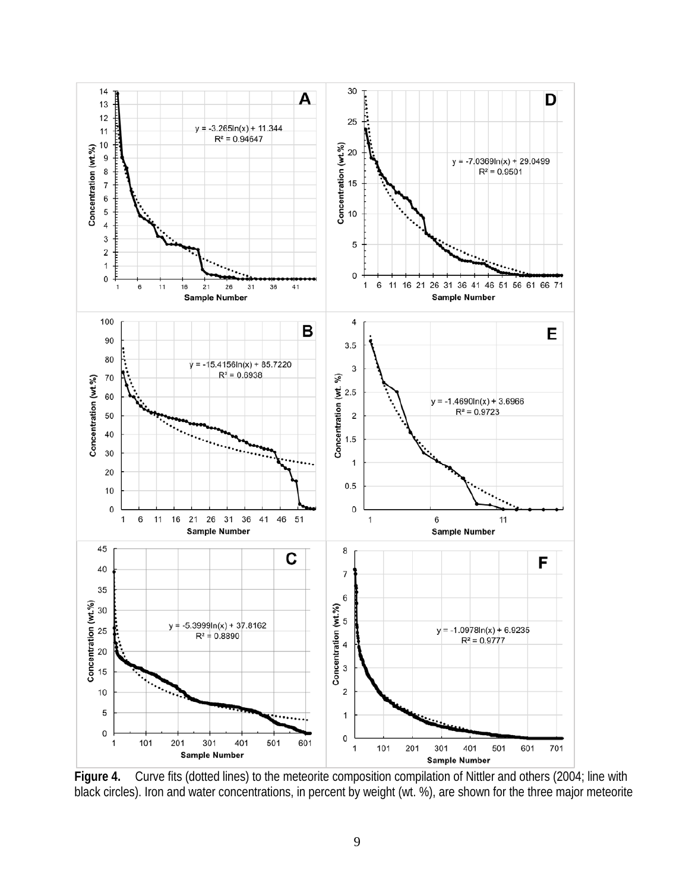**Figure 4.** Curve fits (dotted lines) to the meteorite composition compilation of Nittler and others (2004; line with black circles). Iron and water concentrations, in percent by weight (wt. %), are shown for the three major meteorite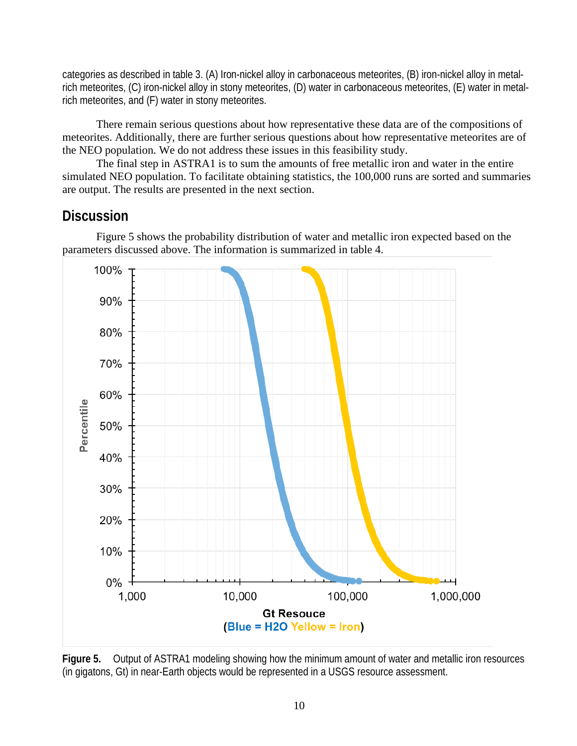categories as described in table 3. (A) Iron-nickel alloy in carbonaceous meteorites, (B) iron-nickel alloy in metal-rich meteorites, (C) iron-nickel alloy in stony meteorites, (D) water in carbonaceous meteorites, (E) water in metal-rich meteorites, and (F) water in stony meteorites.

There remain serious questions about how representative these data are of the compositions of meteorites. Additionally, there are further serious questions about how representative meteorites are of the NEO population. We do not address these issues in this feasibility study.

The final step in ASTRA1 is to sum the amounts of free metallic iron and water in the entire simulated NEO population. To facilitate obtaining statistics, the 100,000 runs are sorted and summaries are output. The results are presented in the next section.

## Discussion

Figure 5 shows the probability distribution of water and metallic iron expected based on the parameters discussed above. The information is summarized in table 4.

**Figure 5.** Output of ASTRA1 modeling showing how the minimum amount of water and metallic iron resources (in gigatons, Gt) in near-Earth objects would be represented in a USGS resource assessment.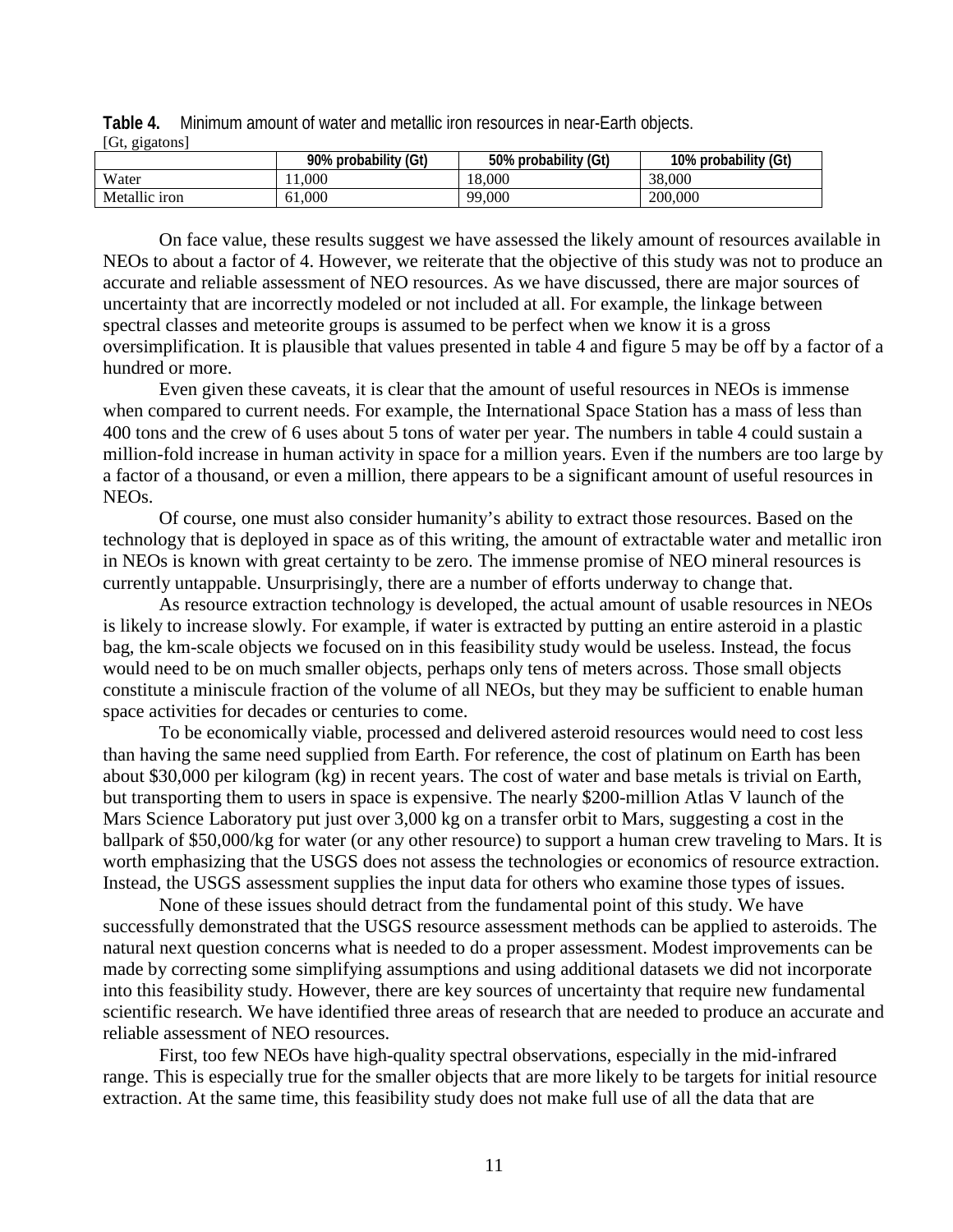**Table 4.** Minimum amount of water and metallic iron resources in near-Earth objects.
[Gt, gigatons]

| | 90% probability (Gt) | 50% probability (Gt) | 10% probability (Gt) |
|---|---|---|---|
| Water | 11,000 | 18,000 | 38,000 |
| Metallic iron | 61,000 | 99,000 | 200,000 |

On face value, these results suggest we have assessed the likely amount of resources available in NEOs to about a factor of 4. However, we reiterate that the objective of this study was not to produce an accurate and reliable assessment of NEO resources. As we have discussed, there are major sources of uncertainty that are incorrectly modeled or not included at all. For example, the linkage between spectral classes and meteorite groups is assumed to be perfect when we know it is a gross oversimplification. It is plausible that values presented in table 4 and figure 5 may be off by a factor of a hundred or more.

Even given these caveats, it is clear that the amount of useful resources in NEOs is immense when compared to current needs. For example, the International Space Station has a mass of less than 400 tons and the crew of 6 uses about 5 tons of water per year. The numbers in table 4 could sustain a million-fold increase in human activity in space for a million years. Even if the numbers are too large by a factor of a thousand, or even a million, there appears to be a significant amount of useful resources in NEOs.

Of course, one must also consider humanity's ability to extract those resources. Based on the technology that is deployed in space as of this writing, the amount of extractable water and metallic iron in NEOs is known with great certainty to be zero. The immense promise of NEO mineral resources is currently untappable. Unsurprisingly, there are a number of efforts underway to change that.

As resource extraction technology is developed, the actual amount of usable resources in NEOs is likely to increase slowly. For example, if water is extracted by putting an entire asteroid in a plastic bag, the km-scale objects we focused on in this feasibility study would be useless. Instead, the focus would need to be on much smaller objects, perhaps only tens of meters across. Those small objects constitute a miniscule fraction of the volume of all NEOs, but they may be sufficient to enable human space activities for decades or centuries to come.

To be economically viable, processed and delivered asteroid resources would need to cost less than having the same need supplied from Earth. For reference, the cost of platinum on Earth has been about $30,000 per kilogram (kg) in recent years. The cost of water and base metals is trivial on Earth, but transporting them to users in space is expensive. The nearly $200-million Atlas V launch of the Mars Science Laboratory put just over 3,000 kg on a transfer orbit to Mars, suggesting a cost in the ballpark of $50,000/kg for water (or any other resource) to support a human crew traveling to Mars. It is worth emphasizing that the USGS does not assess the technologies or economics of resource extraction. Instead, the USGS assessment supplies the input data for others who examine those types of issues.

None of these issues should detract from the fundamental point of this study. We have successfully demonstrated that the USGS resource assessment methods can be applied to asteroids. The natural next question concerns what is needed to do a proper assessment. Modest improvements can be made by correcting some simplifying assumptions and using additional datasets we did not incorporate into this feasibility study. However, there are key sources of uncertainty that require new fundamental scientific research. We have identified three areas of research that are needed to produce an accurate and reliable assessment of NEO resources.

First, too few NEOs have high-quality spectral observations, especially in the mid-infrared range. This is especially true for the smaller objects that are more likely to be targets for initial resource extraction. At the same time, this feasibility study does not make full use of all the data that are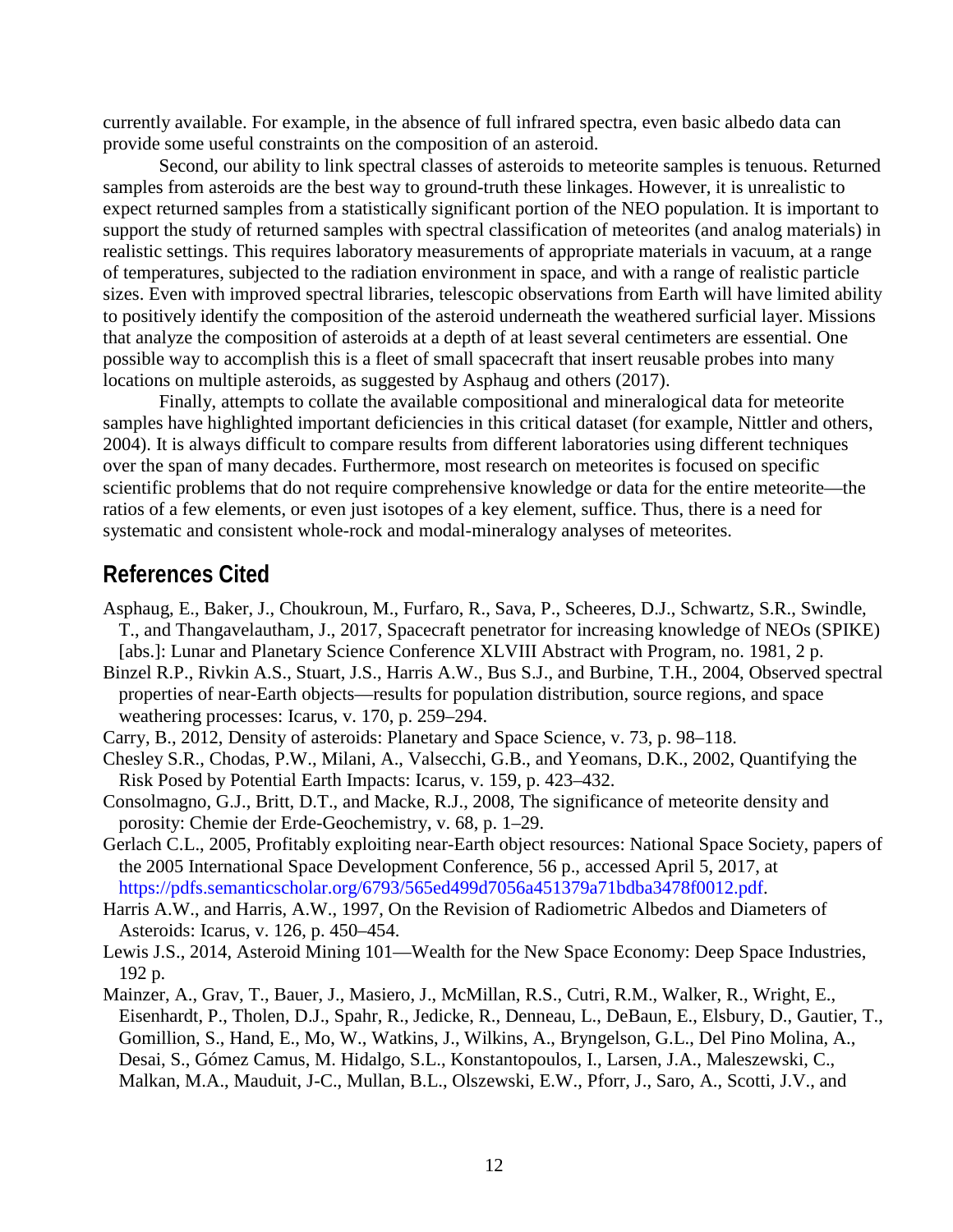currently available. For example, in the absence of full infrared spectra, even basic albedo data can provide some useful constraints on the composition of an asteroid.

Second, our ability to link spectral classes of asteroids to meteorite samples is tenuous. Returned samples from asteroids are the best way to ground-truth these linkages. However, it is unrealistic to expect returned samples from a statistically significant portion of the NEO population. It is important to support the study of returned samples with spectral classification of meteorites (and analog materials) in realistic settings. This requires laboratory measurements of appropriate materials in vacuum, at a range of temperatures, subjected to the radiation environment in space, and with a range of realistic particle sizes. Even with improved spectral libraries, telescopic observations from Earth will have limited ability to positively identify the composition of the asteroid underneath the weathered surficial layer. Missions that analyze the composition of asteroids at a depth of at least several centimeters are essential. One possible way to accomplish this is a fleet of small spacecraft that insert reusable probes into many locations on multiple asteroids, as suggested by Asphaug and others (2017).

Finally, attempts to collate the available compositional and mineralogical data for meteorite samples have highlighted important deficiencies in this critical dataset (for example, Nittler and others, 2004). It is always difficult to compare results from different laboratories using different techniques over the span of many decades. Furthermore, most research on meteorites is focused on specific scientific problems that do not require comprehensive knowledge or data for the entire meteorite—the ratios of a few elements, or even just isotopes of a key element, suffice. Thus, there is a need for systematic and consistent whole-rock and modal-mineralogy analyses of meteorites.

## References Cited

Asphaug, E., Baker, J., Choukroun, M., Furfaro, R., Sava, P., Scheeres, D.J., Schwartz, S.R., Swindle, T., and Thangavelautham, J., 2017, Spacecraft penetrator for increasing knowledge of NEOs (SPIKE) [abs.]: Lunar and Planetary Science Conference XLVIII Abstract with Program, no. 1981, 2 p.

Binzel R.P., Rivkin A.S., Stuart, J.S., Harris A.W., Bus S.J., and Burbine, T.H., 2004, Observed spectral properties of near-Earth objects—results for population distribution, source regions, and space weathering processes: Icarus, v. 170, p. 259–294.

Carry, B., 2012, Density of asteroids: Planetary and Space Science, v. 73, p. 98–118.

Chesley S.R., Chodas, P.W., Milani, A., Valsecchi, G.B., and Yeomans, D.K., 2002, Quantifying the Risk Posed by Potential Earth Impacts: Icarus, v. 159, p. 423–432.

Consolmagno, G.J., Britt, D.T., and Macke, R.J., 2008, The significance of meteorite density and porosity: Chemie der Erde-Geochemistry, v. 68, p. 1–29.

Gerlach C.L., 2005, Profitably exploiting near-Earth object resources: National Space Society, papers of the 2005 International Space Development Conference, 56 p., accessed April 5, 2017, at https://pdfs.semanticscholar.org/6793/565ed499d7056a451379a71bdba3478f0012.pdf.

Harris A.W., and Harris, A.W., 1997, On the Revision of Radiometric Albedos and Diameters of Asteroids: Icarus, v. 126, p. 450–454.

Lewis J.S., 2014, Asteroid Mining 101—Wealth for the New Space Economy: Deep Space Industries, 192 p.

Mainzer, A., Grav, T., Bauer, J., Masiero, J., McMillan, R.S., Cutri, R.M., Walker, R., Wright, E., Eisenhardt, P., Tholen, D.J., Spahr, R., Jedicke, R., Denneau, L., DeBaun, E., Elsbury, D., Gautier, T., Gomillion, S., Hand, E., Mo, W., Watkins, J., Wilkins, A., Bryngelson, G.L., Del Pino Molina, A., Desai, S., Gómez Camus, M. Hidalgo, S.L., Konstantopoulos, I., Larsen, J.A., Maleszewski, C., Malkan, M.A., Mauduit, J-C., Mullan, B.L., Olszewski, E.W., Pforr, J., Saro, A., Scotti, J.V., and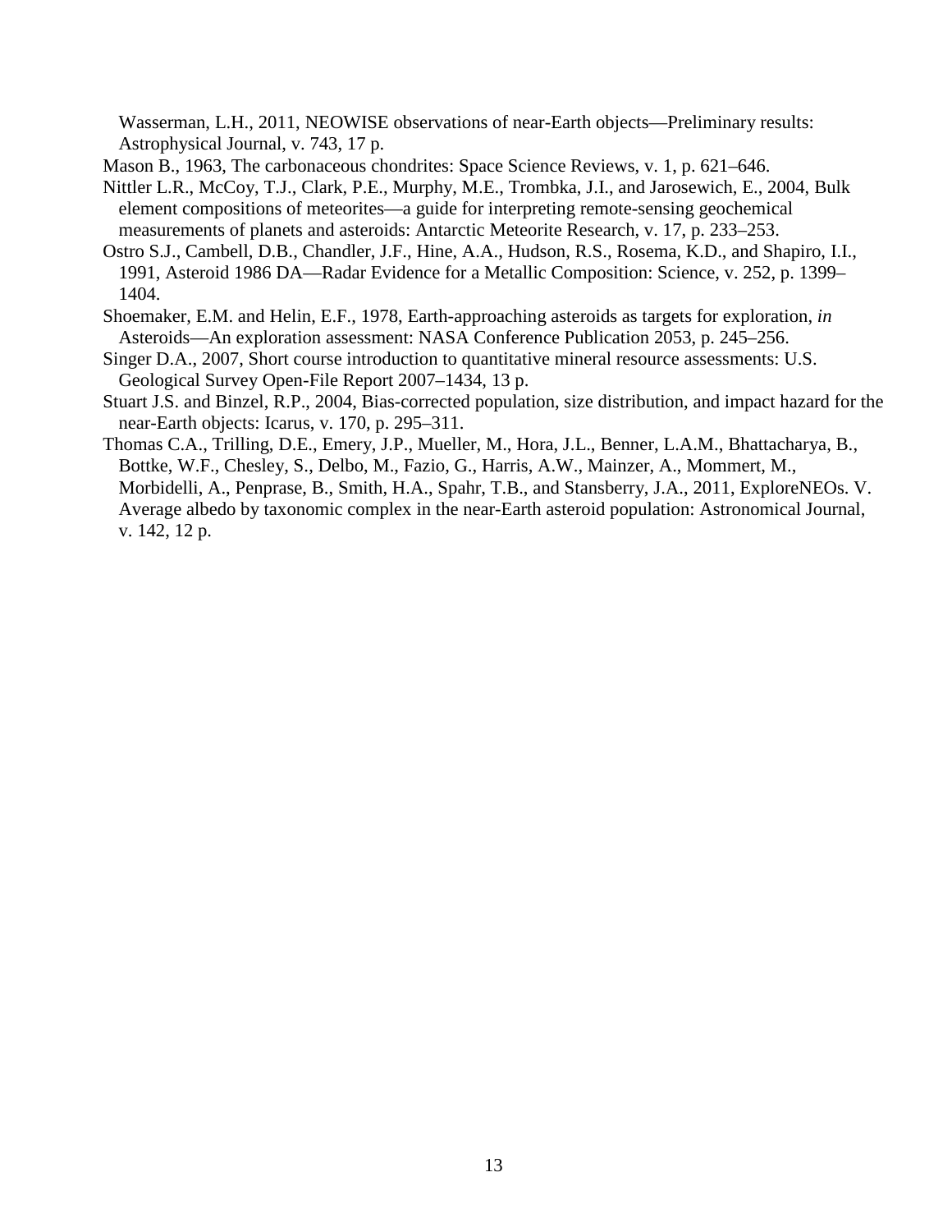Wasserman, L.H., 2011, NEOWISE observations of near-Earth objects—Preliminary results: Astrophysical Journal, v. 743, 17 p.

Mason B., 1963, The carbonaceous chondrites: Space Science Reviews, v. 1, p. 621–646.

Nittler L.R., McCoy, T.J., Clark, P.E., Murphy, M.E., Trombka, J.I., and Jarosewich, E., 2004, Bulk element compositions of meteorites—a guide for interpreting remote-sensing geochemical measurements of planets and asteroids: Antarctic Meteorite Research, v. 17, p. 233–253.

Ostro S.J., Cambell, D.B., Chandler, J.F., Hine, A.A., Hudson, R.S., Rosema, K.D., and Shapiro, I.I., 1991, Asteroid 1986 DA—Radar Evidence for a Metallic Composition: Science, v. 252, p. 1399–1404.

Shoemaker, E.M. and Helin, E.F., 1978, Earth-approaching asteroids as targets for exploration, *in* Asteroids—An exploration assessment: NASA Conference Publication 2053, p. 245–256.

Singer D.A., 2007, Short course introduction to quantitative mineral resource assessments: U.S. Geological Survey Open-File Report 2007–1434, 13 p.

Stuart J.S. and Binzel, R.P., 2004, Bias-corrected population, size distribution, and impact hazard for the near-Earth objects: Icarus, v. 170, p. 295–311.

Thomas C.A., Trilling, D.E., Emery, J.P., Mueller, M., Hora, J.L., Benner, L.A.M., Bhattacharya, B., Bottke, W.F., Chesley, S., Delbo, M., Fazio, G., Harris, A.W., Mainzer, A., Mommert, M., Morbidelli, A., Penprase, B., Smith, H.A., Spahr, T.B., and Stansberry, J.A., 2011, ExploreNEOs. V. Average albedo by taxonomic complex in the near-Earth asteroid population: Astronomical Journal, v. 142, 12 p.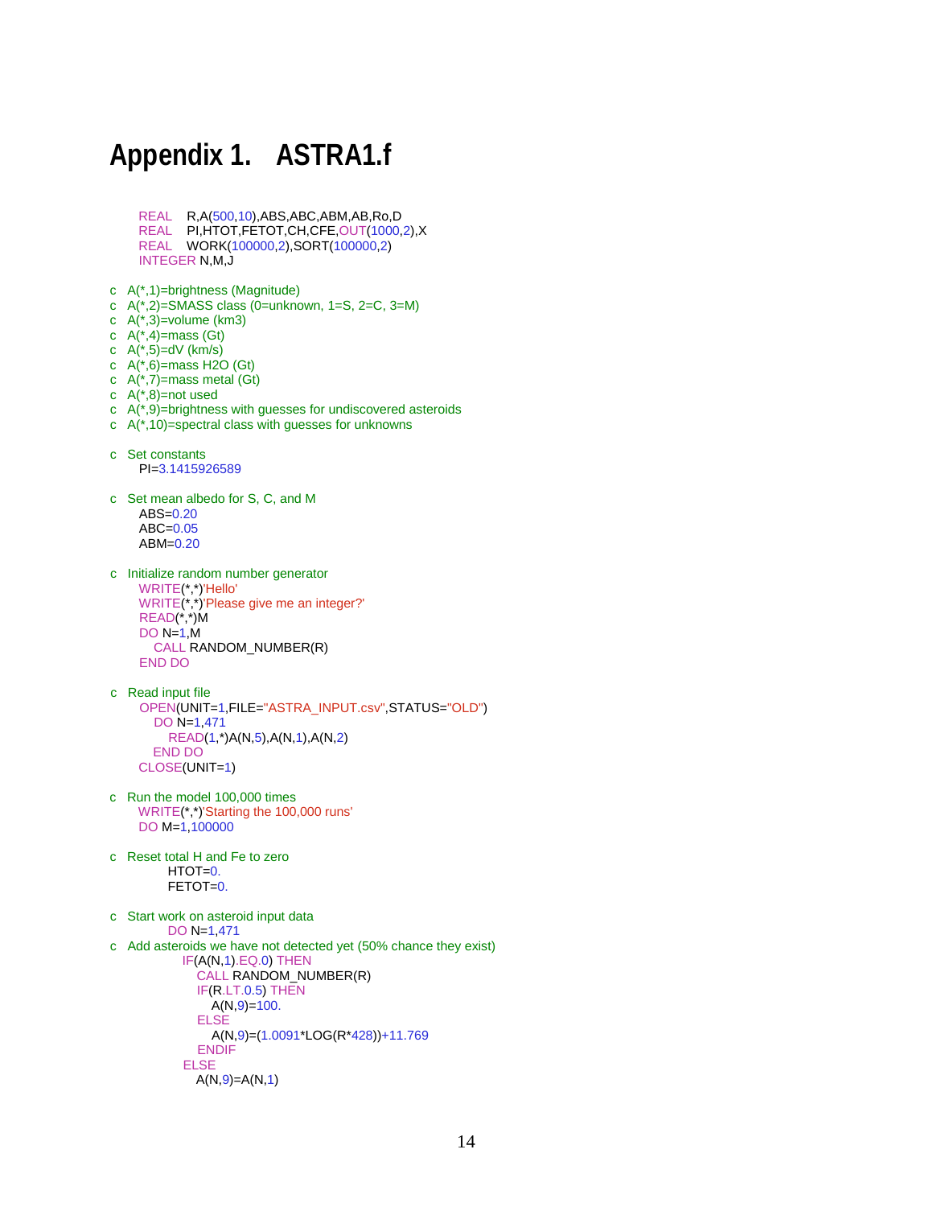# Appendix 1. ASTRA1.f

```
      REAL    R,A(500,10),ABS,ABC,ABM,AB,Ro,D
      REAL    PI,HTOT,FETOT,CH,CFE,OUT(1000,2),X
      REAL    WORK(100000,2),SORT(100000,2)
      INTEGER N,M,J

c  A(*,1)=brightness (Magnitude)
c  A(*,2)=SMASS class (0=unknown, 1=S, 2=C, 3=M)
c  A(*,3)=volume (km3)
c  A(*,4)=mass (Gt)
c  A(*,5)=dV (km/s)
c  A(*,6)=mass H2O (Gt)
c  A(*,7)=mass metal (Gt)
c  A(*,8)=not used
c  A(*,9)=brightness with guesses for undiscovered asteroids
c  A(*,10)=spectral class with guesses for unknowns

c  Set constants
      PI=3.1415926589

c  Set mean albedo for S, C, and M
      ABS=0.20
      ABC=0.05
      ABM=0.20

c  Initialize random number generator
      WRITE(*,*)'Hello'
      WRITE(*,*)'Please give me an integer?'
      READ(*,*)M
      DO N=1,M
         CALL RANDOM_NUMBER(R)
      END DO

c  Read input file
      OPEN(UNIT=1,FILE="ASTRA_INPUT.csv",STATUS="OLD")
         DO N=1,471
            READ(1,*)A(N,5),A(N,1),A(N,2)
         END DO
      CLOSE(UNIT=1)

c  Run the model 100,000 times
      WRITE(*,*)'Starting the 100,000 runs'
      DO M=1,100000

c  Reset total H and Fe to zero
            HTOT=0.
            FETOT=0.

c  Start work on asteroid input data
            DO N=1,471
c  Add asteroids we have not detected yet (50% chance they exist)
               IF(A(N,1).EQ.0) THEN
                  CALL RANDOM_NUMBER(R)
                  IF(R.LT.0.5) THEN
                     A(N,9)=100.
                  ELSE
                     A(N,9)=(1.0091*LOG(R*428))+11.769
                  ENDIF
               ELSE
                  A(N,9)=A(N,1)
```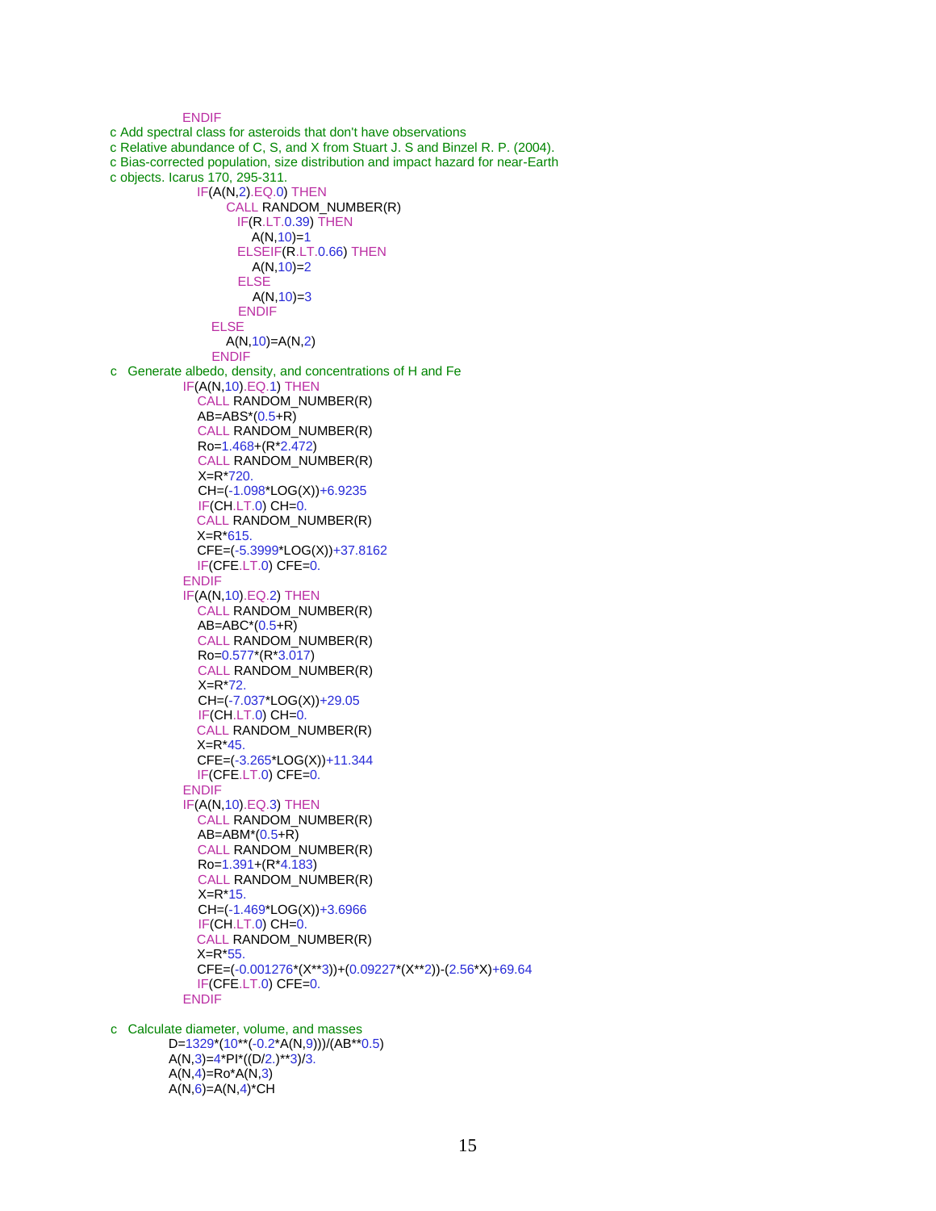```fortran
                ENDIF
c Add spectral class for asteroids that don't have observations
c Relative abundance of C, S, and X from Stuart J. S and Binzel R. P. (2004).
c Bias-corrected population, size distribution and impact hazard for near-Earth
c objects. Icarus 170, 295-311.
                  IF(A(N,2).EQ.0) THEN
                      CALL RANDOM_NUMBER(R)
                        IF(R.LT.0.39) THEN
                          A(N,10)=1
                        ELSEIF(R.LT.0.66) THEN
                          A(N,10)=2
                        ELSE
                          A(N,10)=3
                        ENDIF
                    ELSE
                      A(N,10)=A(N,2)
                    ENDIF
c   Generate albedo, density, and concentrations of H and Fe
                IF(A(N,10).EQ.1) THEN
                  CALL RANDOM_NUMBER(R)
                  AB=ABS*(0.5+R)
                  CALL RANDOM_NUMBER(R)
                  Ro=1.468+(R*2.472)
                  CALL RANDOM_NUMBER(R)
                  X=R*720.
                  CH=(-1.098*LOG(X))+6.9235
                  IF(CH.LT.0) CH=0.
                  CALL RANDOM_NUMBER(R)
                  X=R*615.
                  CFE=(-5.3999*LOG(X))+37.8162
                  IF(CFE.LT.0) CFE=0.
                ENDIF
                IF(A(N,10).EQ.2) THEN
                  CALL RANDOM_NUMBER(R)
                  AB=ABC*(0.5+R)
                  CALL RANDOM_NUMBER(R)
                  Ro=0.577*(R*3.017)
                  CALL RANDOM_NUMBER(R)
                  X=R*72.
                  CH=(-7.037*LOG(X))+29.05
                  IF(CH.LT.0) CH=0.
                  CALL RANDOM_NUMBER(R)
                  X=R*45.
                  CFE=(-3.265*LOG(X))+11.344
                  IF(CFE.LT.0) CFE=0.
                ENDIF
                IF(A(N,10).EQ.3) THEN
                  CALL RANDOM_NUMBER(R)
                  AB=ABM*(0.5+R)
                  CALL RANDOM_NUMBER(R)
                  Ro=1.391+(R*4.183)
                  CALL RANDOM_NUMBER(R)
                  X=R*15.
                  CH=(-1.469*LOG(X))+3.6966
                  IF(CH.LT.0) CH=0.
                  CALL RANDOM_NUMBER(R)
                  X=R*55.
                  CFE=(-0.001276*(X**3))+(0.09227*(X**2))-(2.56*X)+69.64
                  IF(CFE.LT.0) CFE=0.
                ENDIF

c   Calculate diameter, volume, and masses
              D=1329*(10**(-0.2*A(N,9)))/(AB**0.5)
              A(N,3)=4*PI*((D/2.)**3)/3.
              A(N,4)=Ro*A(N,3)
              A(N,6)=A(N,4)*CH
```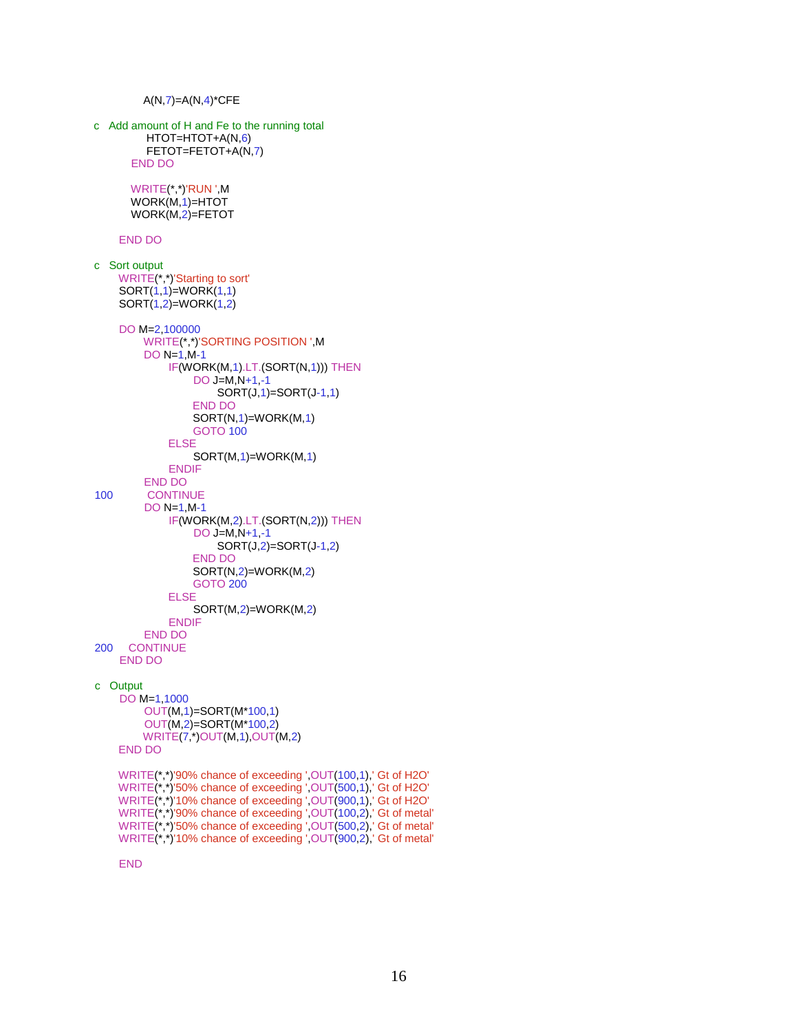```fortran
            A(N,7)=A(N,4)*CFE

c   Add amount of H and Fe to the running total
             HTOT=HTOT+A(N,6)
             FETOT=FETOT+A(N,7)
          END DO

          WRITE(*,*)'RUN ',M
          WORK(M,1)=HTOT
          WORK(M,2)=FETOT

       END DO

c   Sort output
       WRITE(*,*)'Starting to sort'
       SORT(1,1)=WORK(1,1)
       SORT(1,2)=WORK(1,2)

       DO M=2,100000
            WRITE(*,*)'SORTING POSITION ',M
            DO N=1,M-1
                  IF(WORK(M,1).LT.(SORT(N,1))) THEN
                        DO J=M,N+1,-1
                              SORT(J,1)=SORT(J-1,1)
                        END DO
                        SORT(N,1)=WORK(M,1)
                        GOTO 100
                  ELSE
                        SORT(M,1)=WORK(M,1)
                  ENDIF
            END DO
100          CONTINUE
            DO N=1,M-1
                  IF(WORK(M,2).LT.(SORT(N,2))) THEN
                        DO J=M,N+1,-1
                              SORT(J,2)=SORT(J-1,2)
                        END DO
                        SORT(N,2)=WORK(M,2)
                        GOTO 200
                  ELSE
                        SORT(M,2)=WORK(M,2)
                  ENDIF
            END DO
200     CONTINUE
       END DO

c   Output
       DO M=1,1000
            OUT(M,1)=SORT(M*100,1)
            OUT(M,2)=SORT(M*100,2)
            WRITE(7,*)OUT(M,1),OUT(M,2)
       END DO

       WRITE(*,*)'90% chance of exceeding ',OUT(100,1),' Gt of H2O'
       WRITE(*,*)'50% chance of exceeding ',OUT(500,1),' Gt of H2O'
       WRITE(*,*)'10% chance of exceeding ',OUT(900,1),' Gt of H2O'
       WRITE(*,*)'90% chance of exceeding ',OUT(100,2),' Gt of metal'
       WRITE(*,*)'50% chance of exceeding ',OUT(500,2),' Gt of metal'
       WRITE(*,*)'10% chance of exceeding ',OUT(900,2),' Gt of metal'

       END
```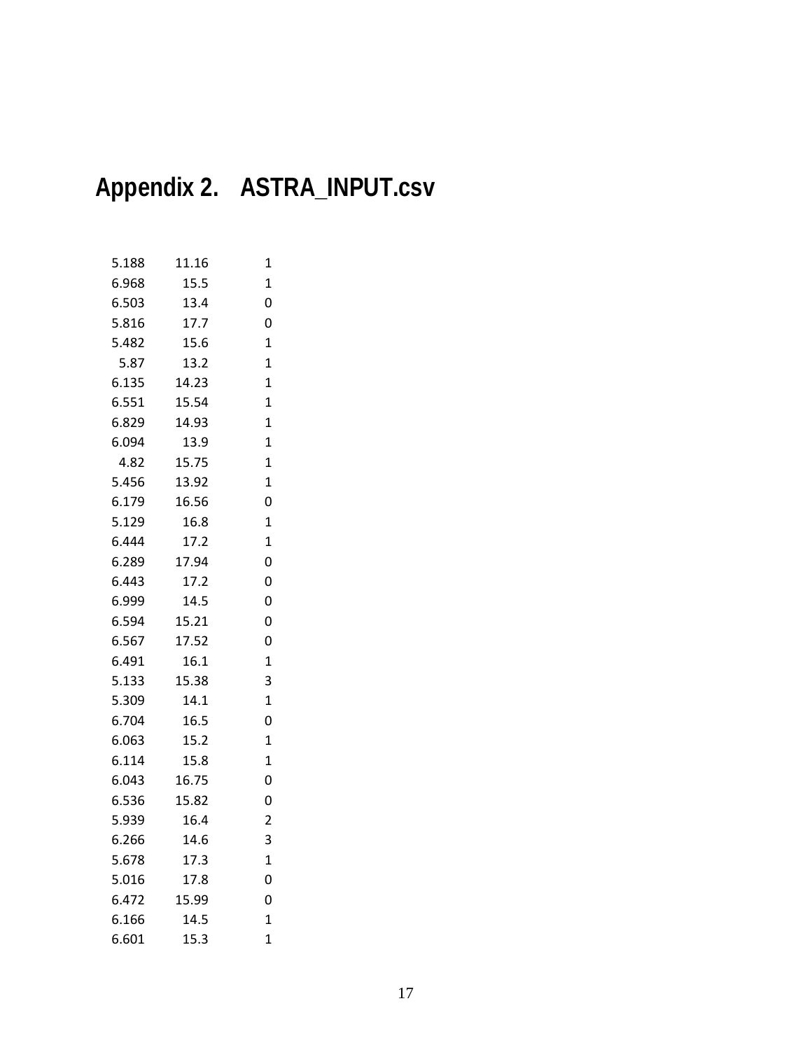# Appendix 2. ASTRA_INPUT.csv

| | | |
|---|---|---|
| 5.188 | 11.16 | 1 |
| 6.968 | 15.5 | 1 |
| 6.503 | 13.4 | 0 |
| 5.816 | 17.7 | 0 |
| 5.482 | 15.6 | 1 |
| 5.87 | 13.2 | 1 |
| 6.135 | 14.23 | 1 |
| 6.551 | 15.54 | 1 |
| 6.829 | 14.93 | 1 |
| 6.094 | 13.9 | 1 |
| 4.82 | 15.75 | 1 |
| 5.456 | 13.92 | 1 |
| 6.179 | 16.56 | 0 |
| 5.129 | 16.8 | 1 |
| 6.444 | 17.2 | 1 |
| 6.289 | 17.94 | 0 |
| 6.443 | 17.2 | 0 |
| 6.999 | 14.5 | 0 |
| 6.594 | 15.21 | 0 |
| 6.567 | 17.52 | 0 |
| 6.491 | 16.1 | 1 |
| 5.133 | 15.38 | 3 |
| 5.309 | 14.1 | 1 |
| 6.704 | 16.5 | 0 |
| 6.063 | 15.2 | 1 |
| 6.114 | 15.8 | 1 |
| 6.043 | 16.75 | 0 |
| 6.536 | 15.82 | 0 |
| 5.939 | 16.4 | 2 |
| 6.266 | 14.6 | 3 |
| 5.678 | 17.3 | 1 |
| 5.016 | 17.8 | 0 |
| 6.472 | 15.99 | 0 |
| 6.166 | 14.5 | 1 |
| 6.601 | 15.3 | 1 |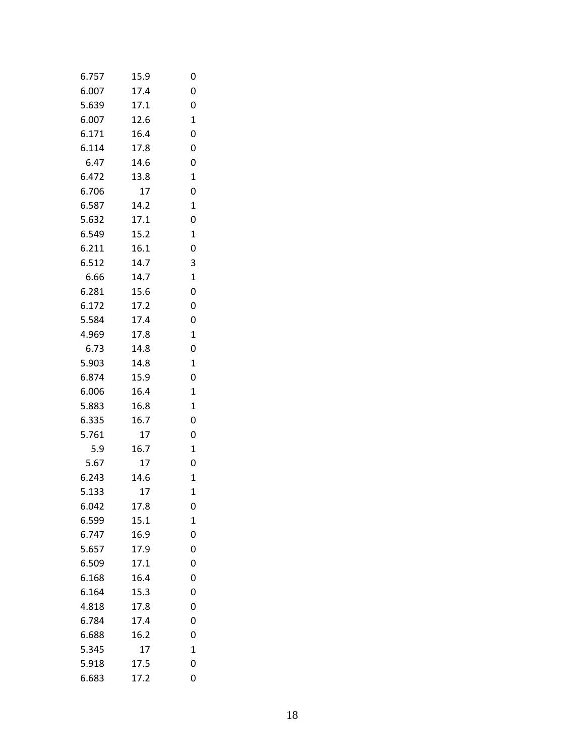| | | |
|---|---|---|
| 6.757 | 15.9 | 0 |
| 6.007 | 17.4 | 0 |
| 5.639 | 17.1 | 0 |
| 6.007 | 12.6 | 1 |
| 6.171 | 16.4 | 0 |
| 6.114 | 17.8 | 0 |
| 6.47 | 14.6 | 0 |
| 6.472 | 13.8 | 1 |
| 6.706 | 17 | 0 |
| 6.587 | 14.2 | 1 |
| 5.632 | 17.1 | 0 |
| 6.549 | 15.2 | 1 |
| 6.211 | 16.1 | 0 |
| 6.512 | 14.7 | 3 |
| 6.66 | 14.7 | 1 |
| 6.281 | 15.6 | 0 |
| 6.172 | 17.2 | 0 |
| 5.584 | 17.4 | 0 |
| 4.969 | 17.8 | 1 |
| 6.73 | 14.8 | 0 |
| 5.903 | 14.8 | 1 |
| 6.874 | 15.9 | 0 |
| 6.006 | 16.4 | 1 |
| 5.883 | 16.8 | 1 |
| 6.335 | 16.7 | 0 |
| 5.761 | 17 | 0 |
| 5.9 | 16.7 | 1 |
| 5.67 | 17 | 0 |
| 6.243 | 14.6 | 1 |
| 5.133 | 17 | 1 |
| 6.042 | 17.8 | 0 |
| 6.599 | 15.1 | 1 |
| 6.747 | 16.9 | 0 |
| 5.657 | 17.9 | 0 |
| 6.509 | 17.1 | 0 |
| 6.168 | 16.4 | 0 |
| 6.164 | 15.3 | 0 |
| 4.818 | 17.8 | 0 |
| 6.784 | 17.4 | 0 |
| 6.688 | 16.2 | 0 |
| 5.345 | 17 | 1 |
| 5.918 | 17.5 | 0 |
| 6.683 | 17.2 | 0 |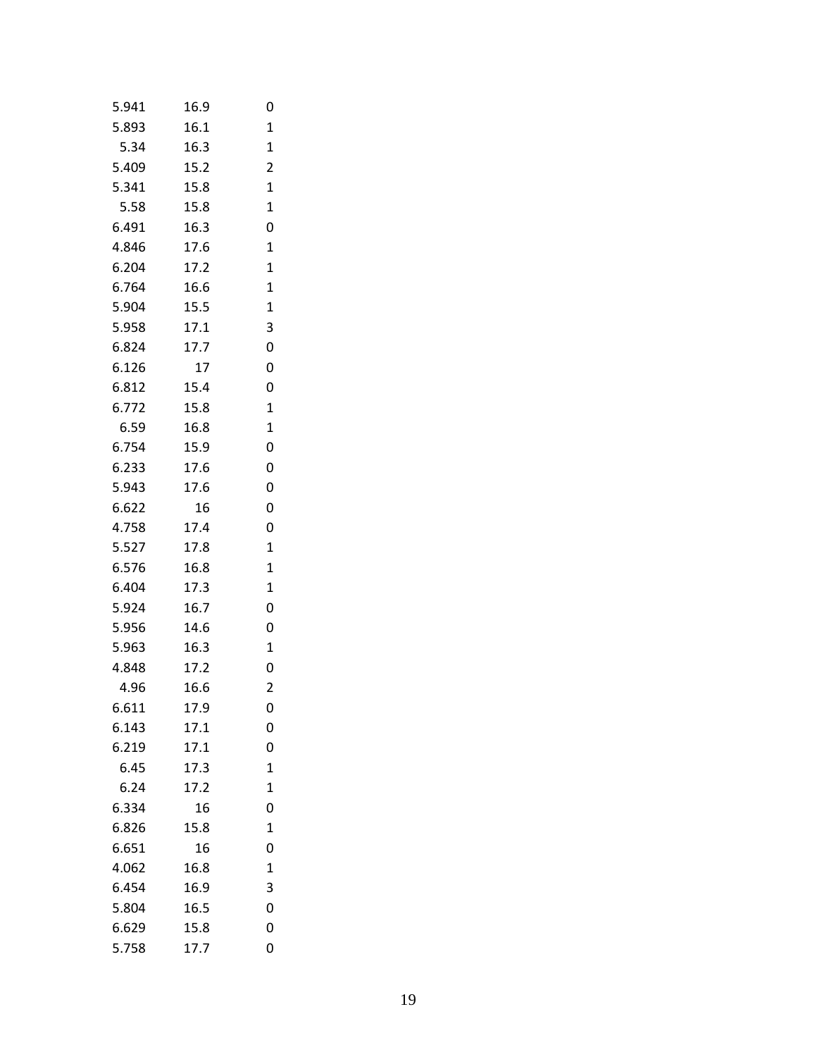| | | |
|---|---|---|
| 5.941 | 16.9 | 0 |
| 5.893 | 16.1 | 1 |
| 5.34 | 16.3 | 1 |
| 5.409 | 15.2 | 2 |
| 5.341 | 15.8 | 1 |
| 5.58 | 15.8 | 1 |
| 6.491 | 16.3 | 0 |
| 4.846 | 17.6 | 1 |
| 6.204 | 17.2 | 1 |
| 6.764 | 16.6 | 1 |
| 5.904 | 15.5 | 1 |
| 5.958 | 17.1 | 3 |
| 6.824 | 17.7 | 0 |
| 6.126 | 17 | 0 |
| 6.812 | 15.4 | 0 |
| 6.772 | 15.8 | 1 |
| 6.59 | 16.8 | 1 |
| 6.754 | 15.9 | 0 |
| 6.233 | 17.6 | 0 |
| 5.943 | 17.6 | 0 |
| 6.622 | 16 | 0 |
| 4.758 | 17.4 | 0 |
| 5.527 | 17.8 | 1 |
| 6.576 | 16.8 | 1 |
| 6.404 | 17.3 | 1 |
| 5.924 | 16.7 | 0 |
| 5.956 | 14.6 | 0 |
| 5.963 | 16.3 | 1 |
| 4.848 | 17.2 | 0 |
| 4.96 | 16.6 | 2 |
| 6.611 | 17.9 | 0 |
| 6.143 | 17.1 | 0 |
| 6.219 | 17.1 | 0 |
| 6.45 | 17.3 | 1 |
| 6.24 | 17.2 | 1 |
| 6.334 | 16 | 0 |
| 6.826 | 15.8 | 1 |
| 6.651 | 16 | 0 |
| 4.062 | 16.8 | 1 |
| 6.454 | 16.9 | 3 |
| 5.804 | 16.5 | 0 |
| 6.629 | 15.8 | 0 |
| 5.758 | 17.7 | 0 |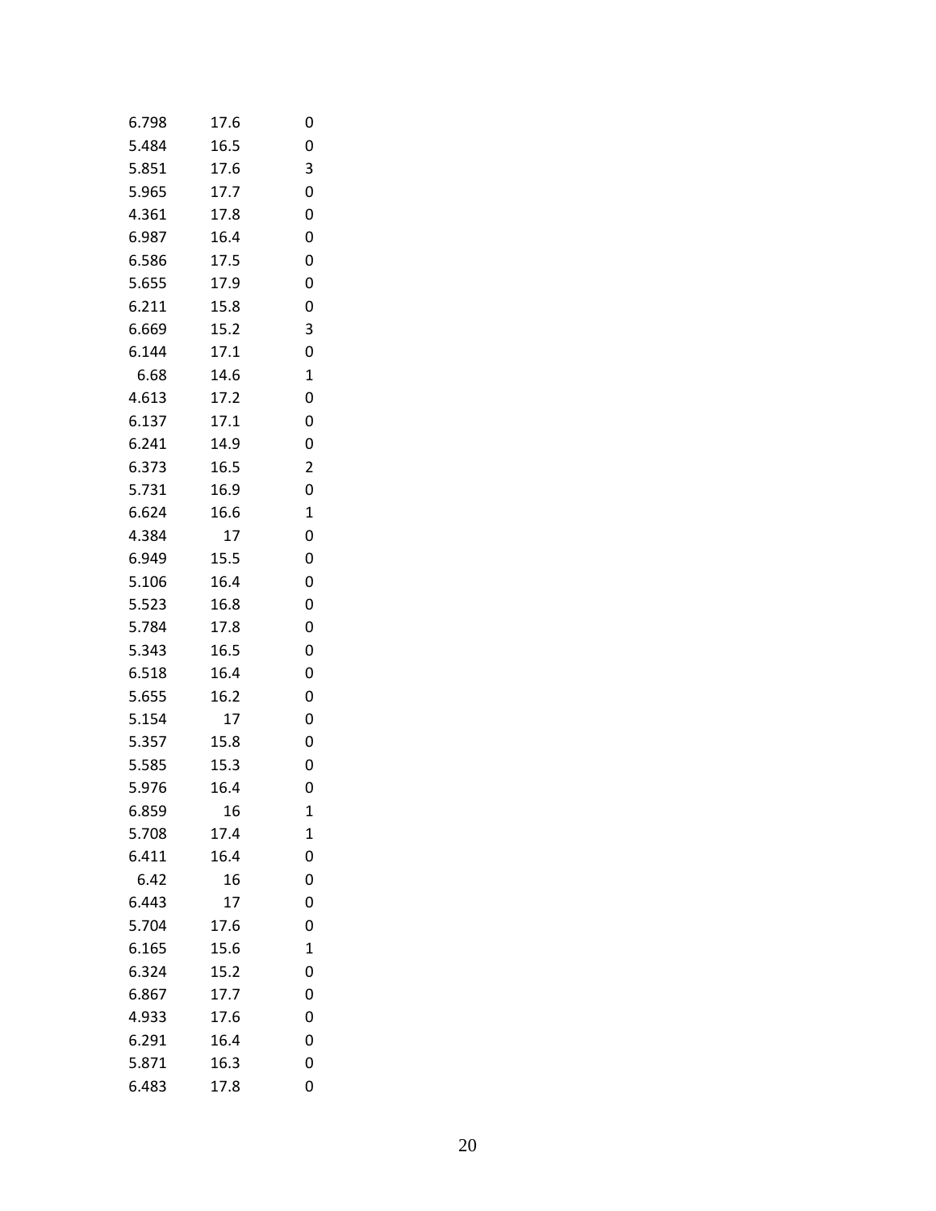| | | |
|---|---|---|
| 6.798 | 17.6 | 0 |
| 5.484 | 16.5 | 0 |
| 5.851 | 17.6 | 3 |
| 5.965 | 17.7 | 0 |
| 4.361 | 17.8 | 0 |
| 6.987 | 16.4 | 0 |
| 6.586 | 17.5 | 0 |
| 5.655 | 17.9 | 0 |
| 6.211 | 15.8 | 0 |
| 6.669 | 15.2 | 3 |
| 6.144 | 17.1 | 0 |
| 6.68 | 14.6 | 1 |
| 4.613 | 17.2 | 0 |
| 6.137 | 17.1 | 0 |
| 6.241 | 14.9 | 0 |
| 6.373 | 16.5 | 2 |
| 5.731 | 16.9 | 0 |
| 6.624 | 16.6 | 1 |
| 4.384 | 17 | 0 |
| 6.949 | 15.5 | 0 |
| 5.106 | 16.4 | 0 |
| 5.523 | 16.8 | 0 |
| 5.784 | 17.8 | 0 |
| 5.343 | 16.5 | 0 |
| 6.518 | 16.4 | 0 |
| 5.655 | 16.2 | 0 |
| 5.154 | 17 | 0 |
| 5.357 | 15.8 | 0 |
| 5.585 | 15.3 | 0 |
| 5.976 | 16.4 | 0 |
| 6.859 | 16 | 1 |
| 5.708 | 17.4 | 1 |
| 6.411 | 16.4 | 0 |
| 6.42 | 16 | 0 |
| 6.443 | 17 | 0 |
| 5.704 | 17.6 | 0 |
| 6.165 | 15.6 | 1 |
| 6.324 | 15.2 | 0 |
| 6.867 | 17.7 | 0 |
| 4.933 | 17.6 | 0 |
| 6.291 | 16.4 | 0 |
| 5.871 | 16.3 | 0 |
| 6.483 | 17.8 | 0 |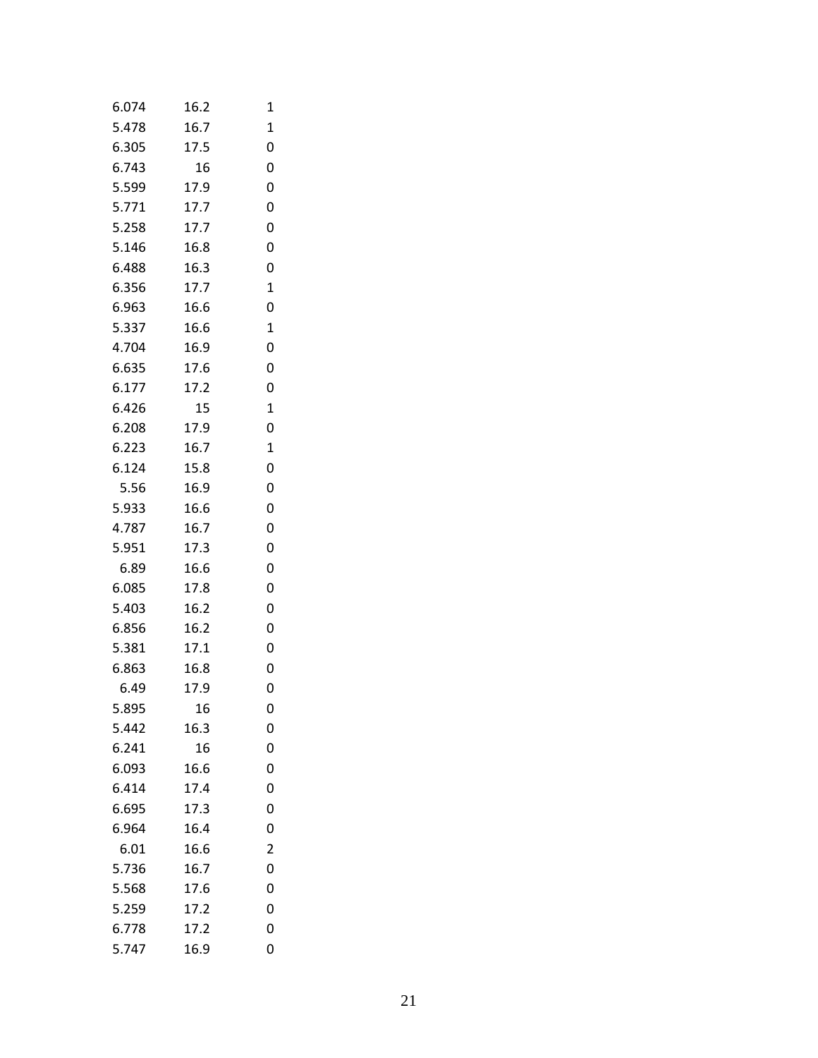| | | |
|---|---|---|
| 6.074 | 16.2 | 1 |
| 5.478 | 16.7 | 1 |
| 6.305 | 17.5 | 0 |
| 6.743 | 16 | 0 |
| 5.599 | 17.9 | 0 |
| 5.771 | 17.7 | 0 |
| 5.258 | 17.7 | 0 |
| 5.146 | 16.8 | 0 |
| 6.488 | 16.3 | 0 |
| 6.356 | 17.7 | 1 |
| 6.963 | 16.6 | 0 |
| 5.337 | 16.6 | 1 |
| 4.704 | 16.9 | 0 |
| 6.635 | 17.6 | 0 |
| 6.177 | 17.2 | 0 |
| 6.426 | 15 | 1 |
| 6.208 | 17.9 | 0 |
| 6.223 | 16.7 | 1 |
| 6.124 | 15.8 | 0 |
| 5.56 | 16.9 | 0 |
| 5.933 | 16.6 | 0 |
| 4.787 | 16.7 | 0 |
| 5.951 | 17.3 | 0 |
| 6.89 | 16.6 | 0 |
| 6.085 | 17.8 | 0 |
| 5.403 | 16.2 | 0 |
| 6.856 | 16.2 | 0 |
| 5.381 | 17.1 | 0 |
| 6.863 | 16.8 | 0 |
| 6.49 | 17.9 | 0 |
| 5.895 | 16 | 0 |
| 5.442 | 16.3 | 0 |
| 6.241 | 16 | 0 |
| 6.093 | 16.6 | 0 |
| 6.414 | 17.4 | 0 |
| 6.695 | 17.3 | 0 |
| 6.964 | 16.4 | 0 |
| 6.01 | 16.6 | 2 |
| 5.736 | 16.7 | 0 |
| 5.568 | 17.6 | 0 |
| 5.259 | 17.2 | 0 |
| 6.778 | 17.2 | 0 |
| 5.747 | 16.9 | 0 |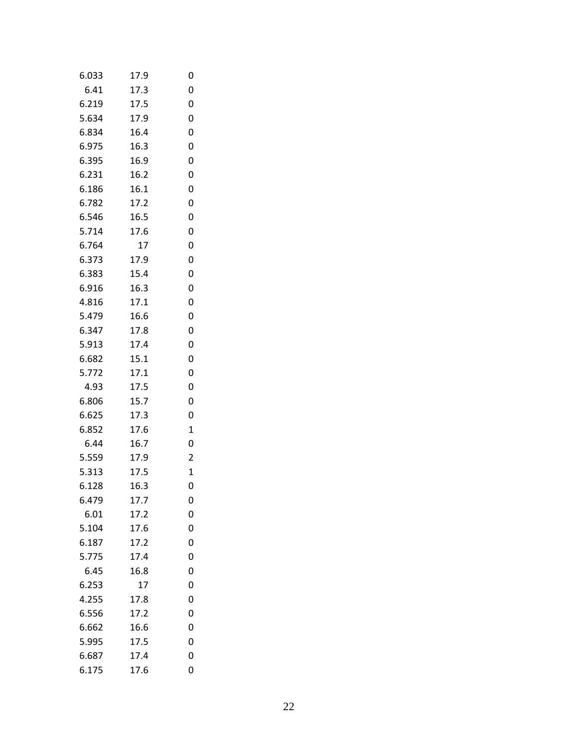| | | |
|---|---|---|
| 6.033 | 17.9 | 0 |
| 6.41 | 17.3 | 0 |
| 6.219 | 17.5 | 0 |
| 5.634 | 17.9 | 0 |
| 6.834 | 16.4 | 0 |
| 6.975 | 16.3 | 0 |
| 6.395 | 16.9 | 0 |
| 6.231 | 16.2 | 0 |
| 6.186 | 16.1 | 0 |
| 6.782 | 17.2 | 0 |
| 6.546 | 16.5 | 0 |
| 5.714 | 17.6 | 0 |
| 6.764 | 17 | 0 |
| 6.373 | 17.9 | 0 |
| 6.383 | 15.4 | 0 |
| 6.916 | 16.3 | 0 |
| 4.816 | 17.1 | 0 |
| 5.479 | 16.6 | 0 |
| 6.347 | 17.8 | 0 |
| 5.913 | 17.4 | 0 |
| 6.682 | 15.1 | 0 |
| 5.772 | 17.1 | 0 |
| 4.93 | 17.5 | 0 |
| 6.806 | 15.7 | 0 |
| 6.625 | 17.3 | 0 |
| 6.852 | 17.6 | 1 |
| 6.44 | 16.7 | 0 |
| 5.559 | 17.9 | 2 |
| 5.313 | 17.5 | 1 |
| 6.128 | 16.3 | 0 |
| 6.479 | 17.7 | 0 |
| 6.01 | 17.2 | 0 |
| 5.104 | 17.6 | 0 |
| 6.187 | 17.2 | 0 |
| 5.775 | 17.4 | 0 |
| 6.45 | 16.8 | 0 |
| 6.253 | 17 | 0 |
| 4.255 | 17.8 | 0 |
| 6.556 | 17.2 | 0 |
| 6.662 | 16.6 | 0 |
| 5.995 | 17.5 | 0 |
| 6.687 | 17.4 | 0 |
| 6.175 | 17.6 | 0 |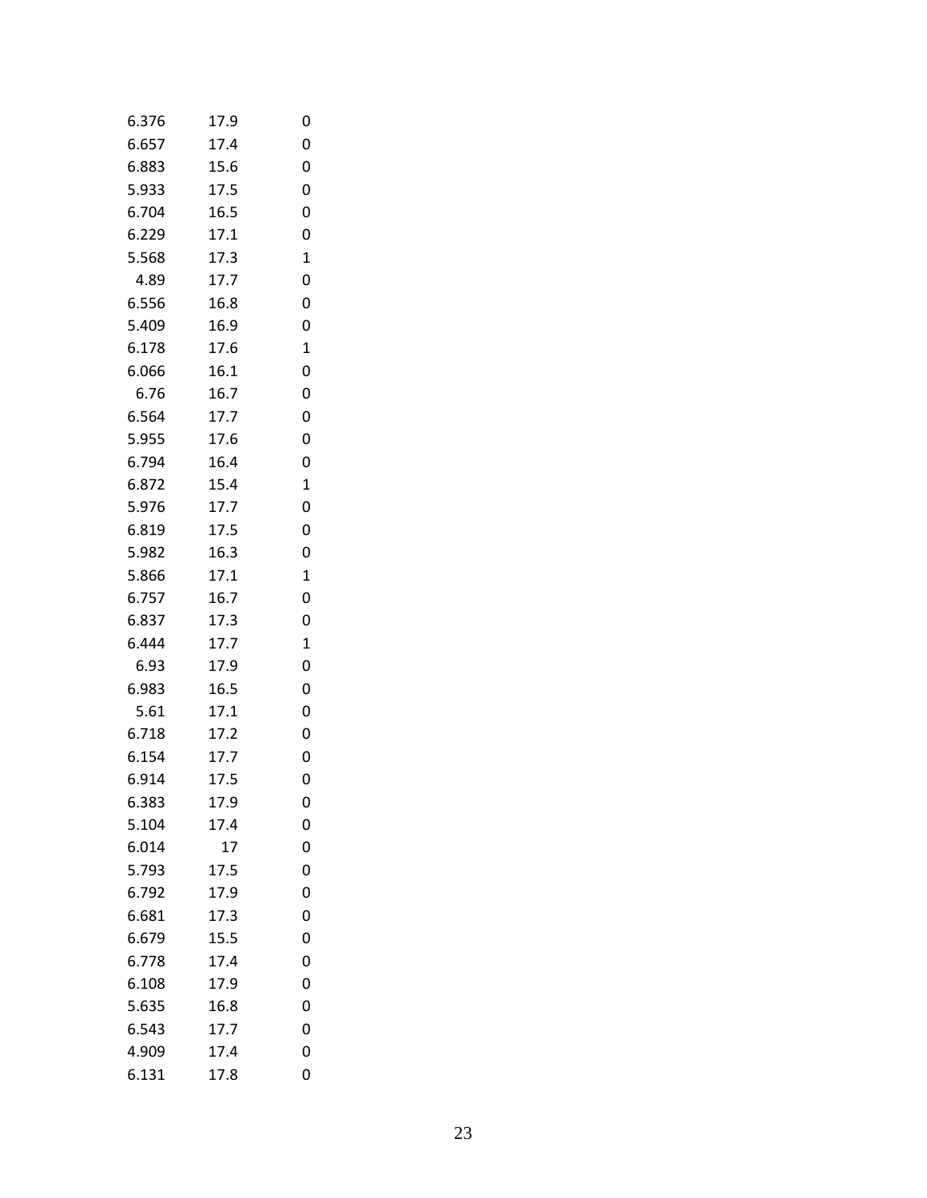| | | |
|---|---|---|
| 6.376 | 17.9 | 0 |
| 6.657 | 17.4 | 0 |
| 6.883 | 15.6 | 0 |
| 5.933 | 17.5 | 0 |
| 6.704 | 16.5 | 0 |
| 6.229 | 17.1 | 0 |
| 5.568 | 17.3 | 1 |
| 4.89 | 17.7 | 0 |
| 6.556 | 16.8 | 0 |
| 5.409 | 16.9 | 0 |
| 6.178 | 17.6 | 1 |
| 6.066 | 16.1 | 0 |
| 6.76 | 16.7 | 0 |
| 6.564 | 17.7 | 0 |
| 5.955 | 17.6 | 0 |
| 6.794 | 16.4 | 0 |
| 6.872 | 15.4 | 1 |
| 5.976 | 17.7 | 0 |
| 6.819 | 17.5 | 0 |
| 5.982 | 16.3 | 0 |
| 5.866 | 17.1 | 1 |
| 6.757 | 16.7 | 0 |
| 6.837 | 17.3 | 0 |
| 6.444 | 17.7 | 1 |
| 6.93 | 17.9 | 0 |
| 6.983 | 16.5 | 0 |
| 5.61 | 17.1 | 0 |
| 6.718 | 17.2 | 0 |
| 6.154 | 17.7 | 0 |
| 6.914 | 17.5 | 0 |
| 6.383 | 17.9 | 0 |
| 5.104 | 17.4 | 0 |
| 6.014 | 17 | 0 |
| 5.793 | 17.5 | 0 |
| 6.792 | 17.9 | 0 |
| 6.681 | 17.3 | 0 |
| 6.679 | 15.5 | 0 |
| 6.778 | 17.4 | 0 |
| 6.108 | 17.9 | 0 |
| 5.635 | 16.8 | 0 |
| 6.543 | 17.7 | 0 |
| 4.909 | 17.4 | 0 |
| 6.131 | 17.8 | 0 |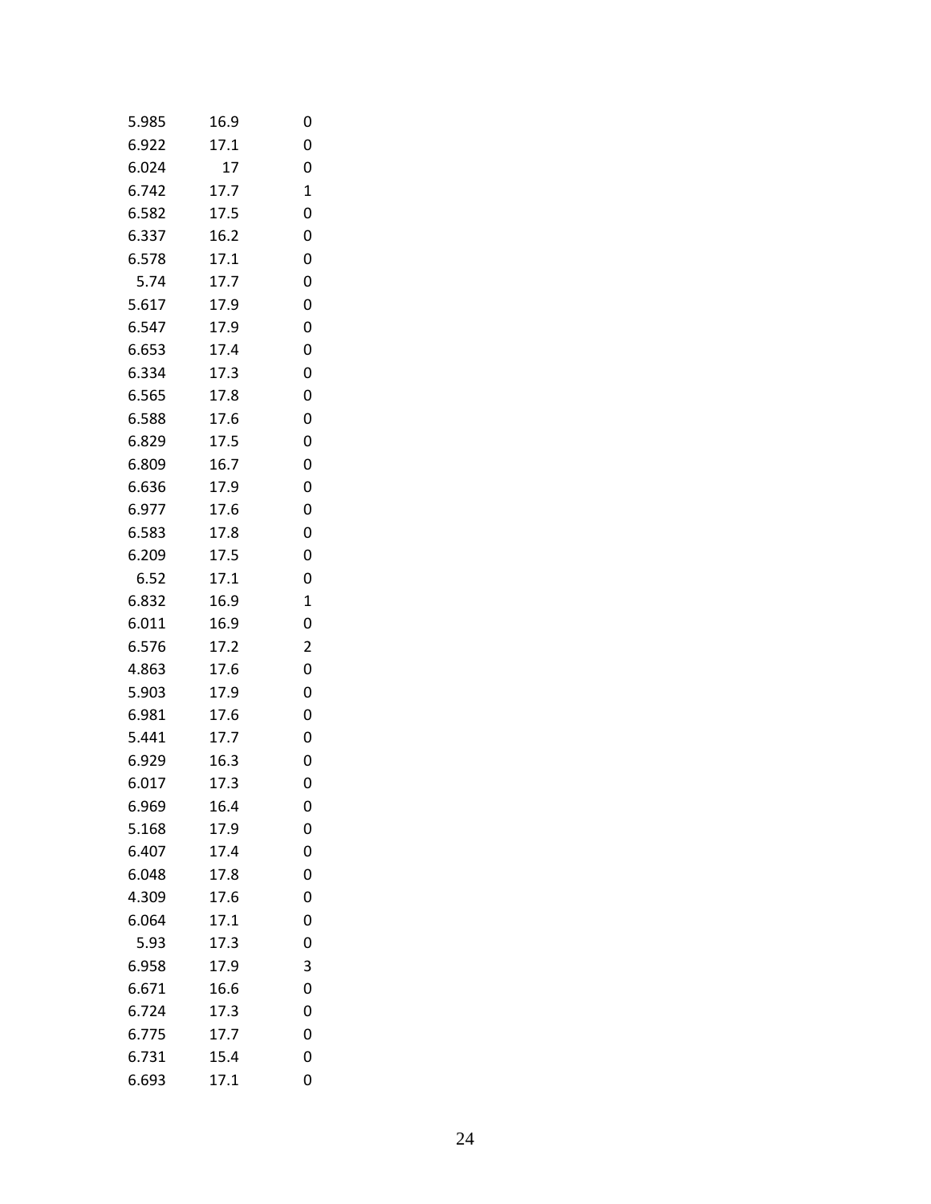| | | |
|---|---|---|
| 5.985 | 16.9 | 0 |
| 6.922 | 17.1 | 0 |
| 6.024 | 17 | 0 |
| 6.742 | 17.7 | 1 |
| 6.582 | 17.5 | 0 |
| 6.337 | 16.2 | 0 |
| 6.578 | 17.1 | 0 |
| 5.74 | 17.7 | 0 |
| 5.617 | 17.9 | 0 |
| 6.547 | 17.9 | 0 |
| 6.653 | 17.4 | 0 |
| 6.334 | 17.3 | 0 |
| 6.565 | 17.8 | 0 |
| 6.588 | 17.6 | 0 |
| 6.829 | 17.5 | 0 |
| 6.809 | 16.7 | 0 |
| 6.636 | 17.9 | 0 |
| 6.977 | 17.6 | 0 |
| 6.583 | 17.8 | 0 |
| 6.209 | 17.5 | 0 |
| 6.52 | 17.1 | 0 |
| 6.832 | 16.9 | 1 |
| 6.011 | 16.9 | 0 |
| 6.576 | 17.2 | 2 |
| 4.863 | 17.6 | 0 |
| 5.903 | 17.9 | 0 |
| 6.981 | 17.6 | 0 |
| 5.441 | 17.7 | 0 |
| 6.929 | 16.3 | 0 |
| 6.017 | 17.3 | 0 |
| 6.969 | 16.4 | 0 |
| 5.168 | 17.9 | 0 |
| 6.407 | 17.4 | 0 |
| 6.048 | 17.8 | 0 |
| 4.309 | 17.6 | 0 |
| 6.064 | 17.1 | 0 |
| 5.93 | 17.3 | 0 |
| 6.958 | 17.9 | 3 |
| 6.671 | 16.6 | 0 |
| 6.724 | 17.3 | 0 |
| 6.775 | 17.7 | 0 |
| 6.731 | 15.4 | 0 |
| 6.693 | 17.1 | 0 |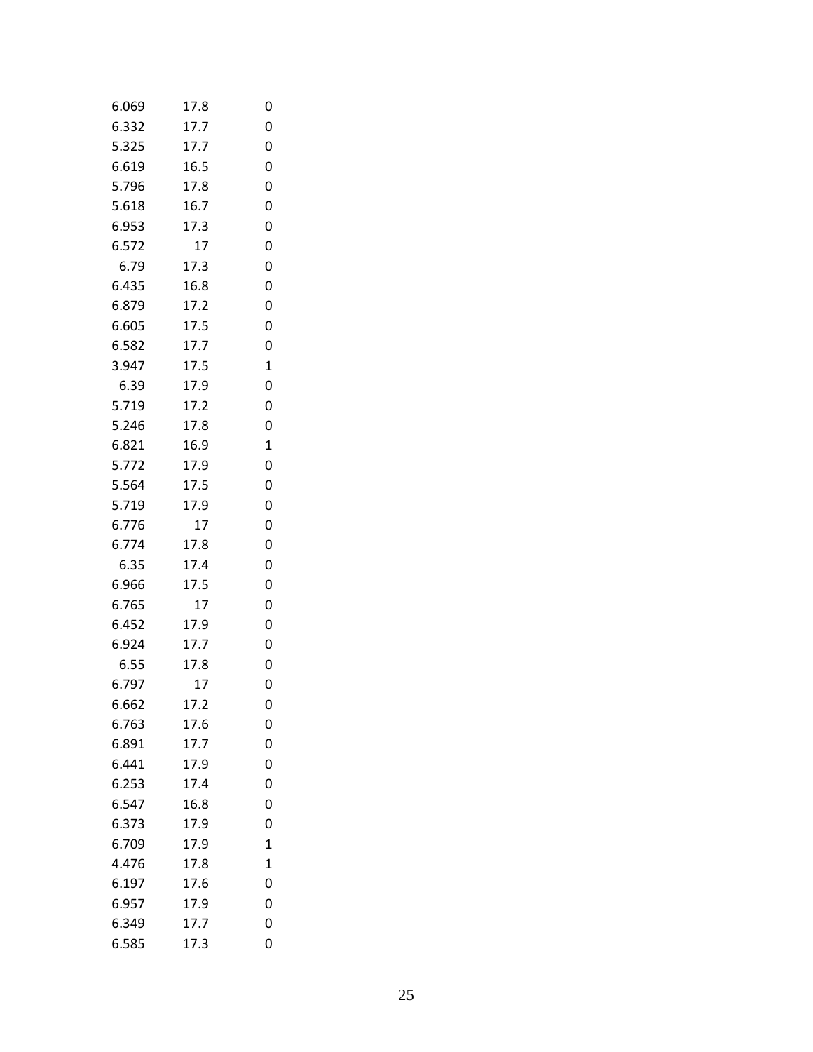| | | |
|---|---|---|
| 6.069 | 17.8 | 0 |
| 6.332 | 17.7 | 0 |
| 5.325 | 17.7 | 0 |
| 6.619 | 16.5 | 0 |
| 5.796 | 17.8 | 0 |
| 5.618 | 16.7 | 0 |
| 6.953 | 17.3 | 0 |
| 6.572 | 17 | 0 |
| 6.79 | 17.3 | 0 |
| 6.435 | 16.8 | 0 |
| 6.879 | 17.2 | 0 |
| 6.605 | 17.5 | 0 |
| 6.582 | 17.7 | 0 |
| 3.947 | 17.5 | 1 |
| 6.39 | 17.9 | 0 |
| 5.719 | 17.2 | 0 |
| 5.246 | 17.8 | 0 |
| 6.821 | 16.9 | 1 |
| 5.772 | 17.9 | 0 |
| 5.564 | 17.5 | 0 |
| 5.719 | 17.9 | 0 |
| 6.776 | 17 | 0 |
| 6.774 | 17.8 | 0 |
| 6.35 | 17.4 | 0 |
| 6.966 | 17.5 | 0 |
| 6.765 | 17 | 0 |
| 6.452 | 17.9 | 0 |
| 6.924 | 17.7 | 0 |
| 6.55 | 17.8 | 0 |
| 6.797 | 17 | 0 |
| 6.662 | 17.2 | 0 |
| 6.763 | 17.6 | 0 |
| 6.891 | 17.7 | 0 |
| 6.441 | 17.9 | 0 |
| 6.253 | 17.4 | 0 |
| 6.547 | 16.8 | 0 |
| 6.373 | 17.9 | 0 |
| 6.709 | 17.9 | 1 |
| 4.476 | 17.8 | 1 |
| 6.197 | 17.6 | 0 |
| 6.957 | 17.9 | 0 |
| 6.349 | 17.7 | 0 |
| 6.585 | 17.3 | 0 |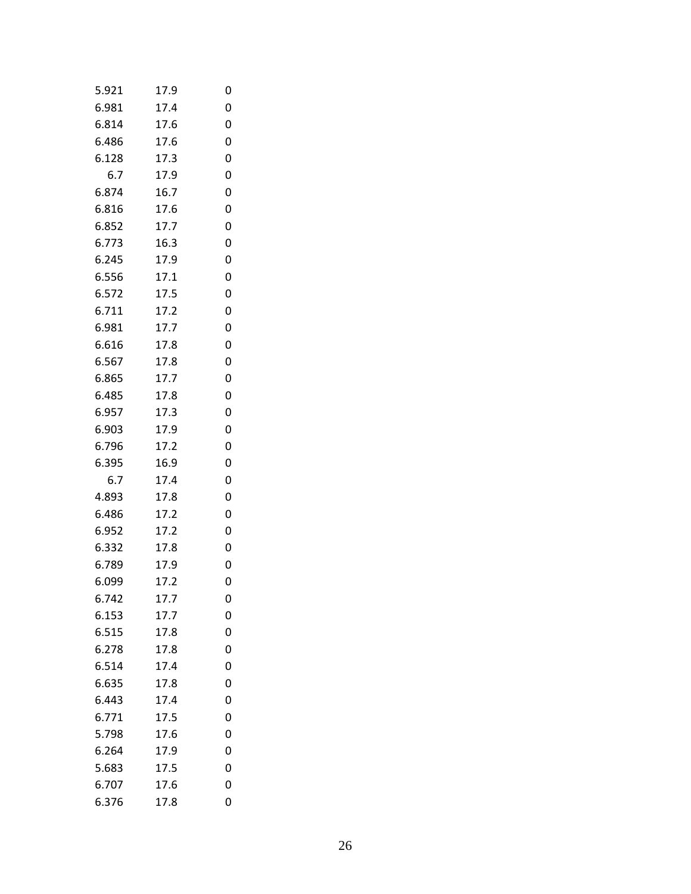| | | |
|---|---|---|
| 5.921 | 17.9 | 0 |
| 6.981 | 17.4 | 0 |
| 6.814 | 17.6 | 0 |
| 6.486 | 17.6 | 0 |
| 6.128 | 17.3 | 0 |
| 6.7 | 17.9 | 0 |
| 6.874 | 16.7 | 0 |
| 6.816 | 17.6 | 0 |
| 6.852 | 17.7 | 0 |
| 6.773 | 16.3 | 0 |
| 6.245 | 17.9 | 0 |
| 6.556 | 17.1 | 0 |
| 6.572 | 17.5 | 0 |
| 6.711 | 17.2 | 0 |
| 6.981 | 17.7 | 0 |
| 6.616 | 17.8 | 0 |
| 6.567 | 17.8 | 0 |
| 6.865 | 17.7 | 0 |
| 6.485 | 17.8 | 0 |
| 6.957 | 17.3 | 0 |
| 6.903 | 17.9 | 0 |
| 6.796 | 17.2 | 0 |
| 6.395 | 16.9 | 0 |
| 6.7 | 17.4 | 0 |
| 4.893 | 17.8 | 0 |
| 6.486 | 17.2 | 0 |
| 6.952 | 17.2 | 0 |
| 6.332 | 17.8 | 0 |
| 6.789 | 17.9 | 0 |
| 6.099 | 17.2 | 0 |
| 6.742 | 17.7 | 0 |
| 6.153 | 17.7 | 0 |
| 6.515 | 17.8 | 0 |
| 6.278 | 17.8 | 0 |
| 6.514 | 17.4 | 0 |
| 6.635 | 17.8 | 0 |
| 6.443 | 17.4 | 0 |
| 6.771 | 17.5 | 0 |
| 5.798 | 17.6 | 0 |
| 6.264 | 17.9 | 0 |
| 5.683 | 17.5 | 0 |
| 6.707 | 17.6 | 0 |
| 6.376 | 17.8 | 0 |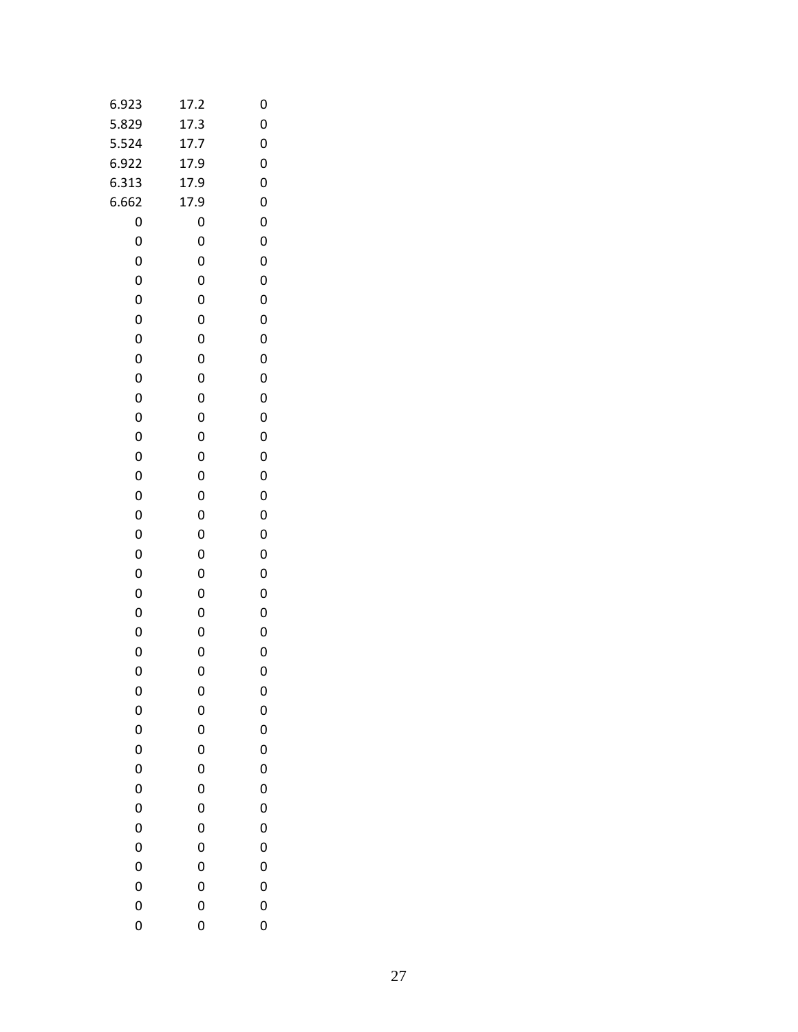| | | |
|---|---|---|
| 6.923 | 17.2 | 0 |
| 5.829 | 17.3 | 0 |
| 5.524 | 17.7 | 0 |
| 6.922 | 17.9 | 0 |
| 6.313 | 17.9 | 0 |
| 6.662 | 17.9 | 0 |
| 0 | 0 | 0 |
| 0 | 0 | 0 |
| 0 | 0 | 0 |
| 0 | 0 | 0 |
| 0 | 0 | 0 |
| 0 | 0 | 0 |
| 0 | 0 | 0 |
| 0 | 0 | 0 |
| 0 | 0 | 0 |
| 0 | 0 | 0 |
| 0 | 0 | 0 |
| 0 | 0 | 0 |
| 0 | 0 | 0 |
| 0 | 0 | 0 |
| 0 | 0 | 0 |
| 0 | 0 | 0 |
| 0 | 0 | 0 |
| 0 | 0 | 0 |
| 0 | 0 | 0 |
| 0 | 0 | 0 |
| 0 | 0 | 0 |
| 0 | 0 | 0 |
| 0 | 0 | 0 |
| 0 | 0 | 0 |
| 0 | 0 | 0 |
| 0 | 0 | 0 |
| 0 | 0 | 0 |
| 0 | 0 | 0 |
| 0 | 0 | 0 |
| 0 | 0 | 0 |
| 0 | 0 | 0 |
| 0 | 0 | 0 |
| 0 | 0 | 0 |
| 0 | 0 | 0 |
| 0 | 0 | 0 |
| 0 | 0 | 0 |
| 0 | 0 | 0 |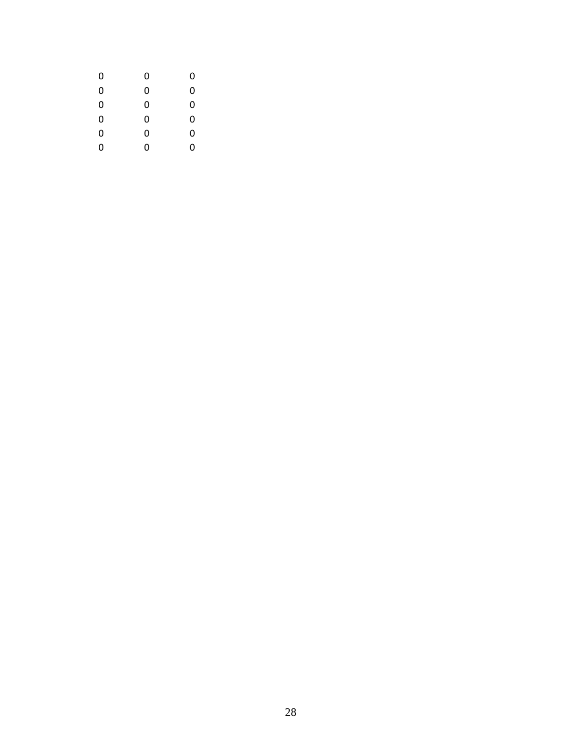| | | |
|---|---|---|
| 0 | 0 | 0 |
| 0 | 0 | 0 |
| 0 | 0 | 0 |
| 0 | 0 | 0 |
| 0 | 0 | 0 |
| 0 | 0 | 0 |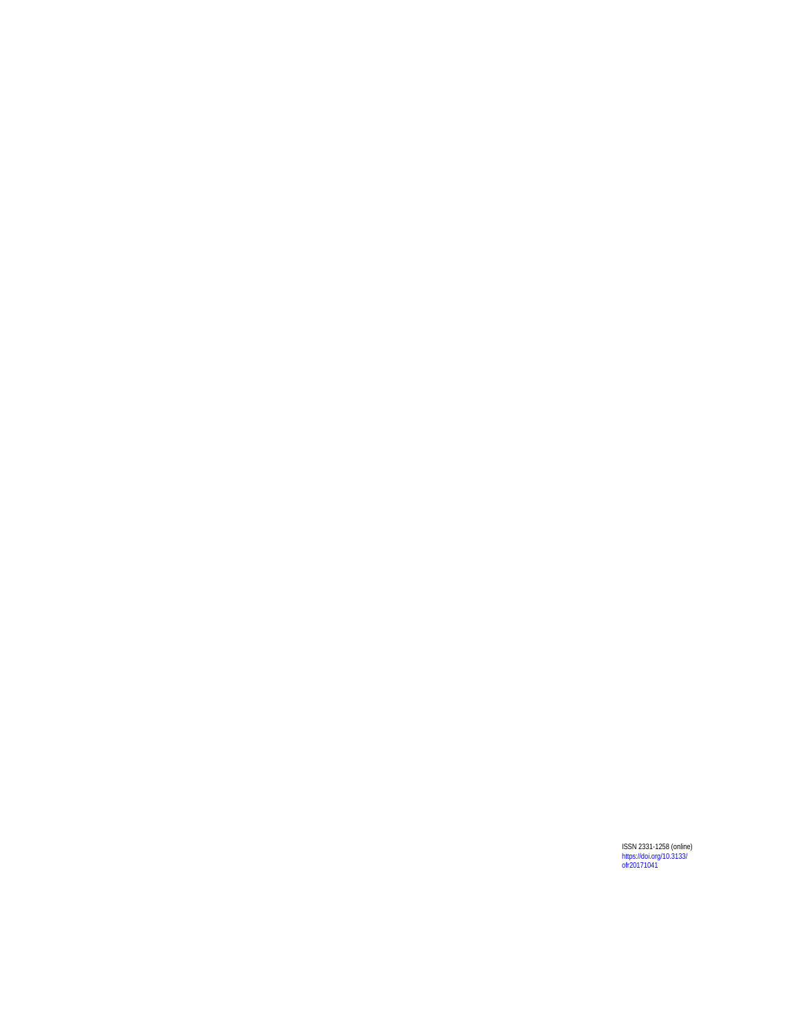ISSN 2331-1258 (online)
https://doi.org/10.3133/ofr20171041